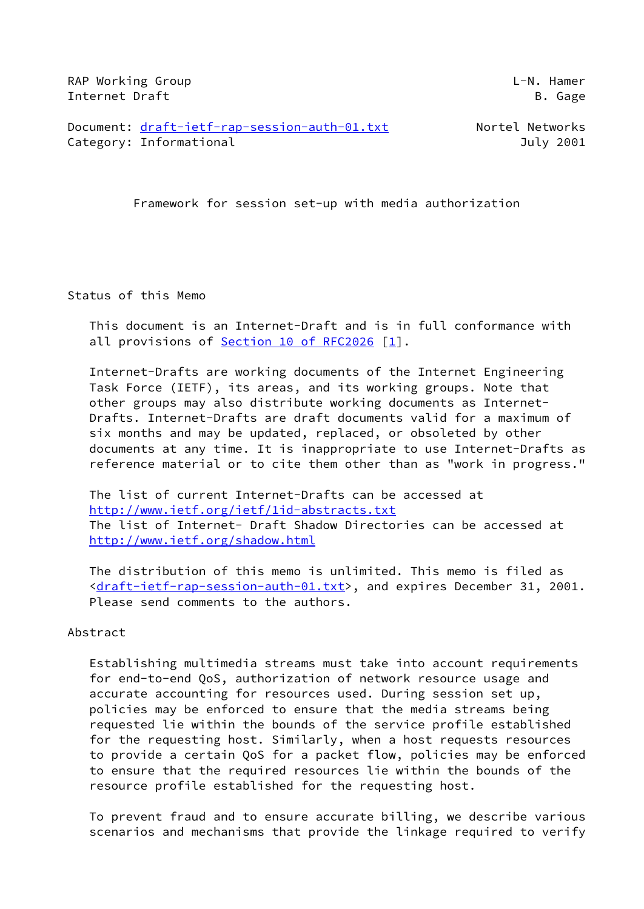RAP Working Group L-N. Hamer
Internet Draft B. Gage

Document: draft-ietf-rap-session-auth-01.txt Nortel Networks
Category: Informational July 2001

# Framework for session set-up with media authorization

## Status of this Memo

This document is an Internet-Draft and is in full conformance with all provisions of Section 10 of RFC2026 [1].

Internet-Drafts are working documents of the Internet Engineering Task Force (IETF), its areas, and its working groups. Note that other groups may also distribute working documents as Internet-Drafts. Internet-Drafts are draft documents valid for a maximum of six months and may be updated, replaced, or obsoleted by other documents at any time. It is inappropriate to use Internet-Drafts as reference material or to cite them other than as "work in progress."

The list of current Internet-Drafts can be accessed at
http://www.ietf.org/ietf/1id-abstracts.txt
The list of Internet- Draft Shadow Directories can be accessed at
http://www.ietf.org/shadow.html

The distribution of this memo is unlimited. This memo is filed as <draft-ietf-rap-session-auth-01.txt>, and expires December 31, 2001. Please send comments to the authors.

## Abstract

Establishing multimedia streams must take into account requirements for end-to-end QoS, authorization of network resource usage and accurate accounting for resources used. During session set up, policies may be enforced to ensure that the media streams being requested lie within the bounds of the service profile established for the requesting host. Similarly, when a host requests resources to provide a certain QoS for a packet flow, policies may be enforced to ensure that the required resources lie within the bounds of the resource profile established for the requesting host.

To prevent fraud and to ensure accurate billing, we describe various scenarios and mechanisms that provide the linkage required to verify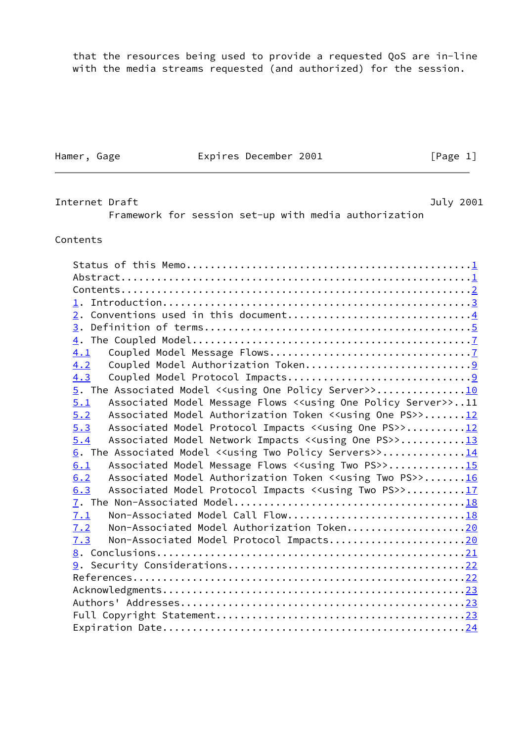that the resources being used to provide a requested QoS are in-line with the media streams requested (and authorized) for the session.

Framework for session set-up with media authorization

Contents

```
   Status of this Memo...............................................1
   Abstract..........................................................1
   Contents..........................................................2
   1. Introduction...................................................3
   2. Conventions used in this document..............................4
   3. Definition of terms............................................5
   4. The Coupled Model..............................................7
   4.1   Coupled Model Message Flows.................................7
   4.2   Coupled Model Authorization Token...........................9
   4.3   Coupled Model Protocol Impacts..............................9
   5. The Associated Model <<using One Policy Server>>..............10
   5.1   Associated Model Message Flows <<using One Policy Server>>..11
   5.2   Associated Model Authorization Token <<using One PS>>.......12
   5.3   Associated Model Protocol Impacts <<using One PS>>..........12
   5.4   Associated Model Network Impacts <<using One PS>>...........13
   6. The Associated Model <<using Two Policy Servers>>.............14
   6.1   Associated Model Message Flows <<using Two PS>>.............15
   6.2   Associated Model Authorization Token <<using Two PS>>.......16
   6.3   Associated Model Protocol Impacts <<using Two PS>>..........17
   7. The Non-Associated Model......................................18
   7.1   Non-Associated Model Call Flow..............................18
   7.2   Non-Associated Model Authorization Token....................20
   7.3   Non-Associated Model Protocol Impacts.......................20
   8. Conclusions...................................................21
   9. Security Considerations.......................................22
   References.......................................................22
   Acknowledgments..................................................23
   Authors' Addresses...............................................23
   Full Copyright Statement.........................................23
   Expiration Date..................................................24
```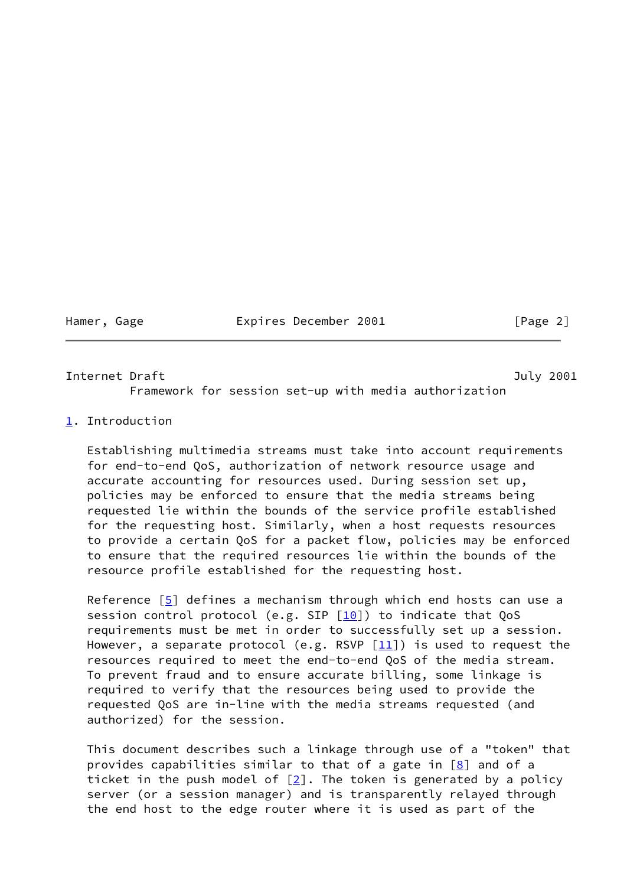## 1. Introduction

Establishing multimedia streams must take into account requirements for end-to-end QoS, authorization of network resource usage and accurate accounting for resources used. During session set up, policies may be enforced to ensure that the media streams being requested lie within the bounds of the service profile established for the requesting host. Similarly, when a host requests resources to provide a certain QoS for a packet flow, policies may be enforced to ensure that the required resources lie within the bounds of the resource profile established for the requesting host.

Reference [5] defines a mechanism through which end hosts can use a session control protocol (e.g. SIP [10]) to indicate that QoS requirements must be met in order to successfully set up a session. However, a separate protocol (e.g. RSVP [11]) is used to request the resources required to meet the end-to-end QoS of the media stream. To prevent fraud and to ensure accurate billing, some linkage is required to verify that the resources being used to provide the requested QoS are in-line with the media streams requested (and authorized) for the session.

This document describes such a linkage through use of a "token" that provides capabilities similar to that of a gate in [8] and of a ticket in the push model of [2]. The token is generated by a policy server (or a session manager) and is transparently relayed through the end host to the edge router where it is used as part of the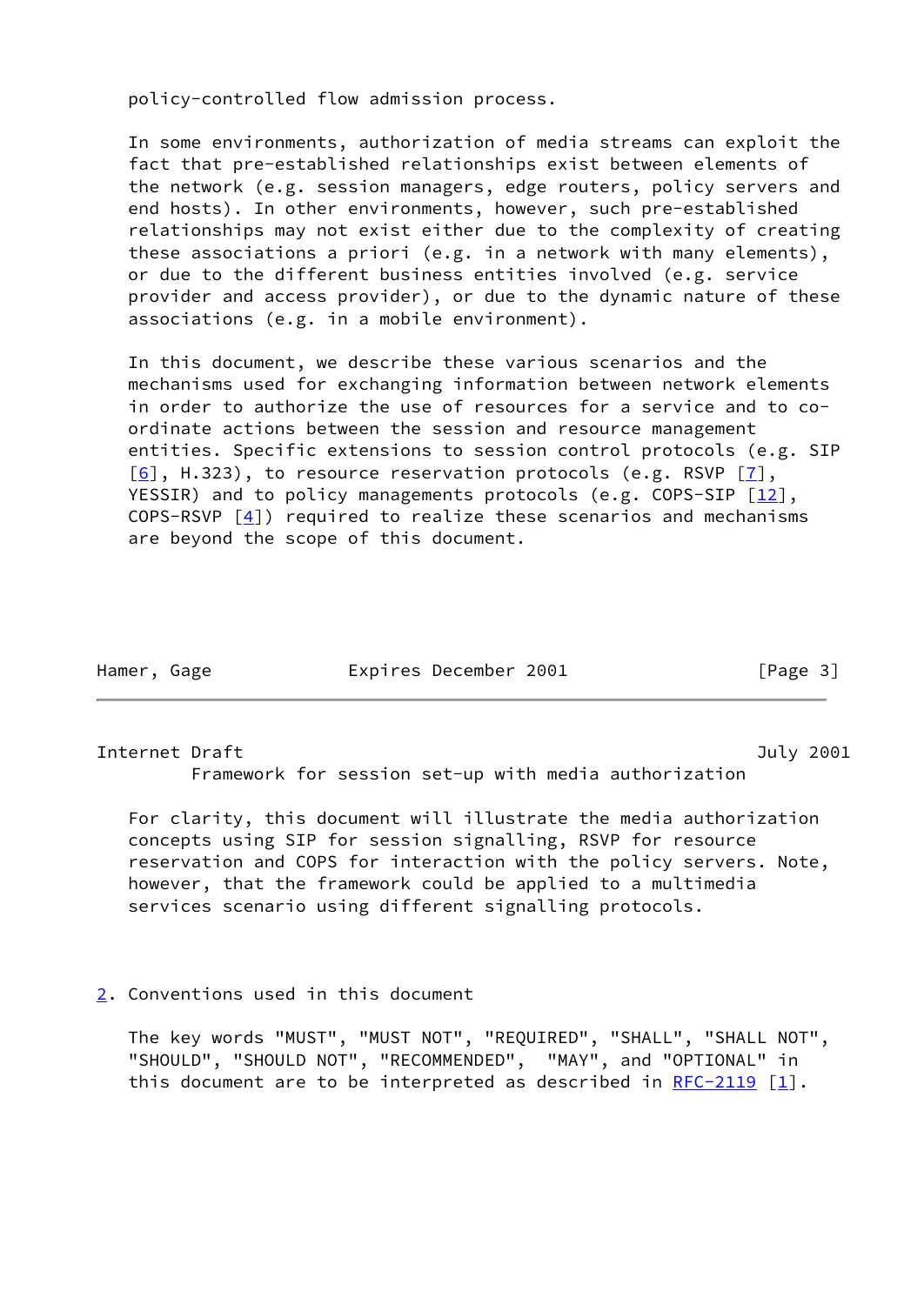policy-controlled flow admission process.

In some environments, authorization of media streams can exploit the fact that pre-established relationships exist between elements of the network (e.g. session managers, edge routers, policy servers and end hosts). In other environments, however, such pre-established relationships may not exist either due to the complexity of creating these associations a priori (e.g. in a network with many elements), or due to the different business entities involved (e.g. service provider and access provider), or due to the dynamic nature of these associations (e.g. in a mobile environment).

In this document, we describe these various scenarios and the mechanisms used for exchanging information between network elements in order to authorize the use of resources for a service and to co-ordinate actions between the session and resource management entities. Specific extensions to session control protocols (e.g. SIP [6], H.323), to resource reservation protocols (e.g. RSVP [7], YESSIR) and to policy managements protocols (e.g. COPS-SIP [12], COPS-RSVP [4]) required to realize these scenarios and mechanisms are beyond the scope of this document.

For clarity, this document will illustrate the media authorization concepts using SIP for session signalling, RSVP for resource reservation and COPS for interaction with the policy servers. Note, however, that the framework could be applied to a multimedia services scenario using different signalling protocols.

## 2. Conventions used in this document

The key words "MUST", "MUST NOT", "REQUIRED", "SHALL", "SHALL NOT", "SHOULD", "SHOULD NOT", "RECOMMENDED", "MAY", and "OPTIONAL" in this document are to be interpreted as described in RFC-2119 [1].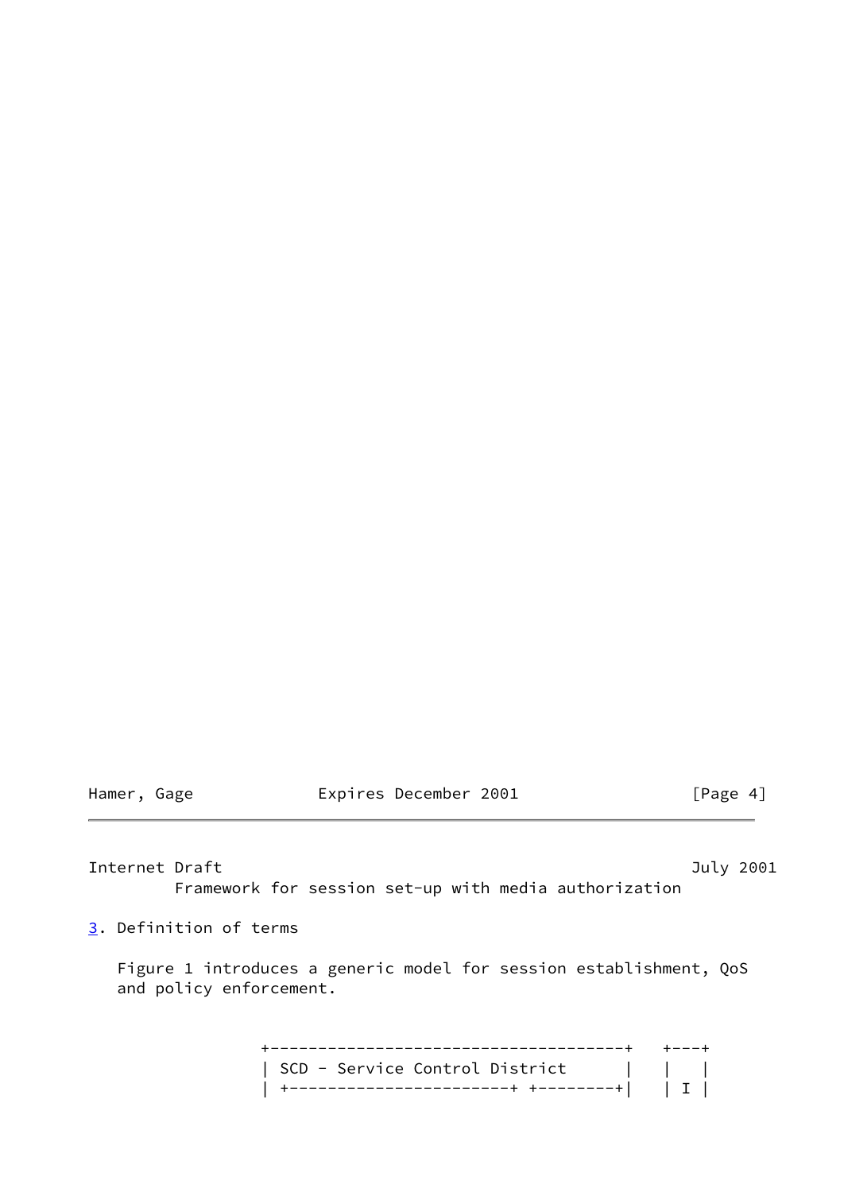## 3. Definition of terms

Figure 1 introduces a generic model for session establishment, QoS and policy enforcement.

```
          +------------------------------------+   +---+
          | SCD - Service Control District     |   |   |
          | +----------------------+ +--------+|   | I |
```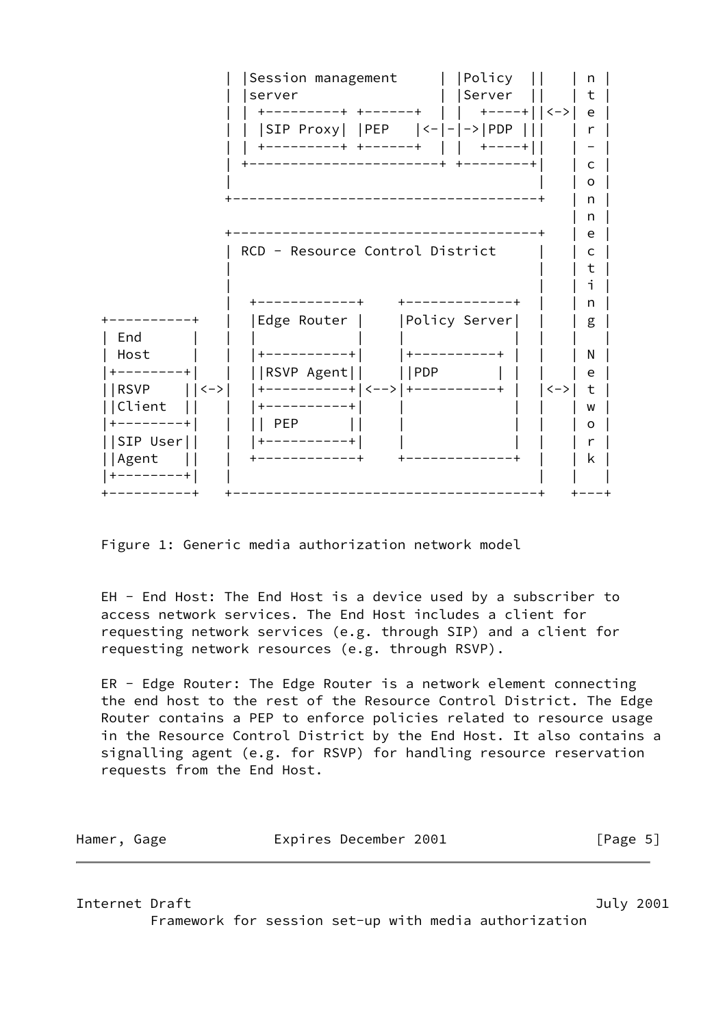```
                | |Session management     | |Policy  ||    | n |
                | |server                 | |Server  ||    | t |
                | | +---------+ +-------+  | |  +----+||<->| e |
                | | |SIP Proxy| |PEP    |<-|-|->|PDP |||    | r |
                | | +---------+ +-------+  | |  +----+||    | - |
                | +----------------------+ +--------+|    | c |
                |                                    |    | o |
                +------------------------------------+    | n |
                                                          | n |
                +------------------------------------+    | e |
                | RCD - Resource Control District    |    | c |
                |                                    |    | t |
                |                                    |    | i |
                |  +------------+    +-------------+ |    | n |
 +----------+   |  |Edge Router |    |Policy Server| |    | g |
 | End      |   |  |            |    |             | |    |   |
 | Host     |   |  |+----------+|    |+----------+ | |    | N |
 |+--------+|   |  ||RSVP Agent||    ||PDP       | | |    | e |
 ||RSVP    ||<->|  |+----------+|<-->|+----------+ | |<->| t |
 ||Client  ||   |  |+----------+|    |             | |    | w |
 |+--------+|   |  || PEP      ||    |             | |    | o |
 ||SIP User||   |  |+----------+|    |             | |    | r |
 ||Agent   ||   |  +------------+    +-------------+ |    | k |
 |+--------+|   |                                    |    |   |
 +----------+   +------------------------------------+    +---+
```

Figure 1: Generic media authorization network model

EH - End Host: The End Host is a device used by a subscriber to access network services. The End Host includes a client for requesting network services (e.g. through SIP) and a client for requesting network resources (e.g. through RSVP).

ER - Edge Router: The Edge Router is a network element connecting the end host to the rest of the Resource Control District. The Edge Router contains a PEP to enforce policies related to resource usage in the Resource Control District by the End Host. It also contains a signalling agent (e.g. for RSVP) for handling resource reservation requests from the End Host.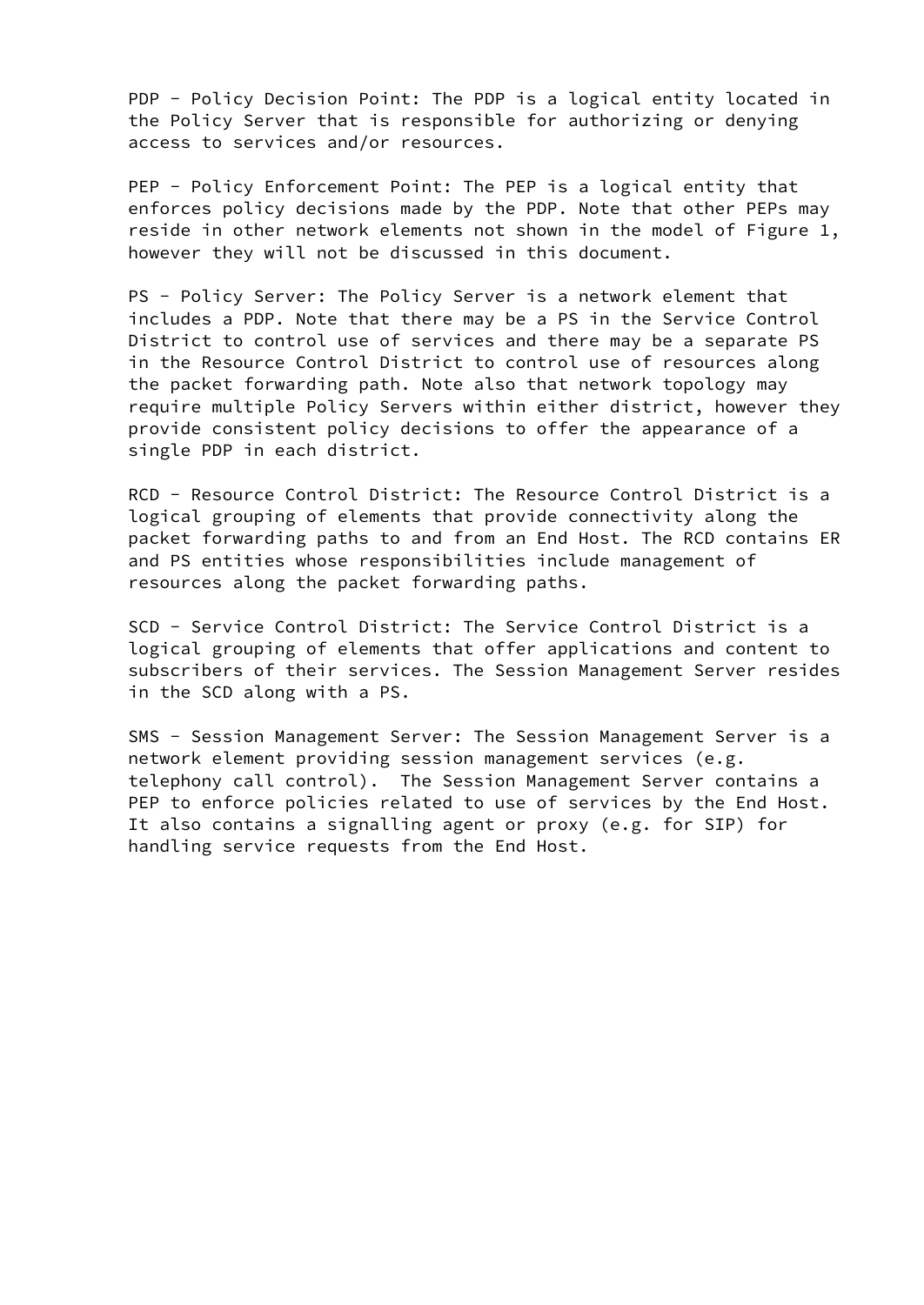PDP - Policy Decision Point: The PDP is a logical entity located in the Policy Server that is responsible for authorizing or denying access to services and/or resources.

PEP - Policy Enforcement Point: The PEP is a logical entity that enforces policy decisions made by the PDP. Note that other PEPs may reside in other network elements not shown in the model of Figure 1, however they will not be discussed in this document.

PS - Policy Server: The Policy Server is a network element that includes a PDP. Note that there may be a PS in the Service Control District to control use of services and there may be a separate PS in the Resource Control District to control use of resources along the packet forwarding path. Note also that network topology may require multiple Policy Servers within either district, however they provide consistent policy decisions to offer the appearance of a single PDP in each district.

RCD - Resource Control District: The Resource Control District is a logical grouping of elements that provide connectivity along the packet forwarding paths to and from an End Host. The RCD contains ER and PS entities whose responsibilities include management of resources along the packet forwarding paths.

SCD - Service Control District: The Service Control District is a logical grouping of elements that offer applications and content to subscribers of their services. The Session Management Server resides in the SCD along with a PS.

SMS - Session Management Server: The Session Management Server is a network element providing session management services (e.g. telephony call control). The Session Management Server contains a PEP to enforce policies related to use of services by the End Host. It also contains a signalling agent or proxy (e.g. for SIP) for handling service requests from the End Host.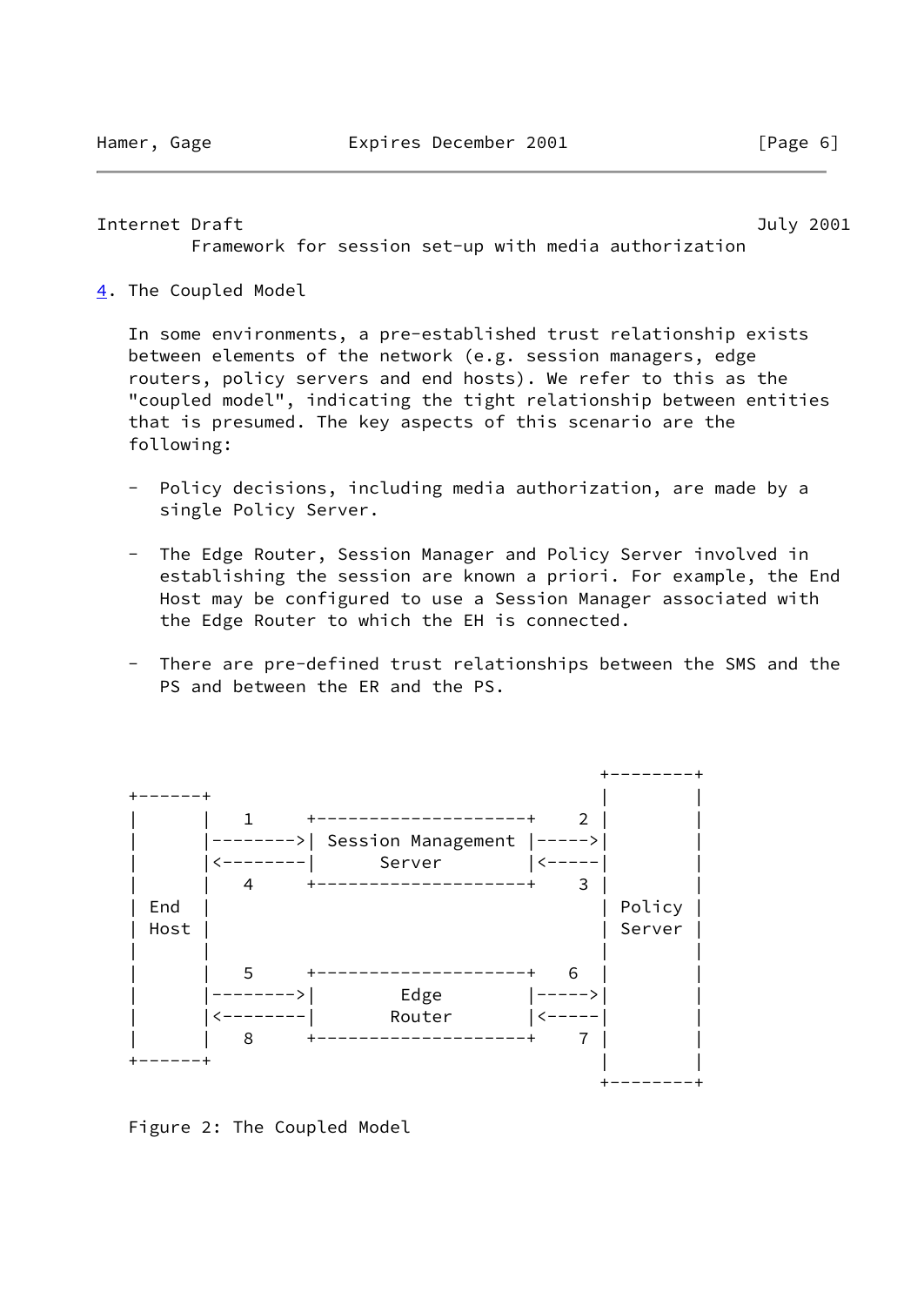## 4. The Coupled Model

In some environments, a pre-established trust relationship exists between elements of the network (e.g. session managers, edge routers, policy servers and end hosts). We refer to this as the "coupled model", indicating the tight relationship between entities that is presumed. The key aspects of this scenario are the following:

- Policy decisions, including media authorization, are made by a single Policy Server.

- The Edge Router, Session Manager and Policy Server involved in establishing the session are known a priori. For example, the End Host may be configured to use a Session Manager associated with the Edge Router to which the EH is connected.

- There are pre-defined trust relationships between the SMS and the PS and between the ER and the PS.

```
                                                  +--------+
+------+                                          |        |
|      |   1     +--------------------+    2 |        |
|      |-------->| Session Management |----->|        |
|      |<--------|       Server       |<-----|        |
|      |   4     +--------------------+    3 |        |
| End  |                                      | Policy |
| Host |                                      | Server |
|      |                                      |        |
|      |   5     +--------------------+   6  |        |
|      |-------->|        Edge        |----->|        |
|      |<--------|       Router       |<-----|        |
|      |   8     +--------------------+    7 |        |
+------+                                      |        |
                                              +--------+
```

Figure 2: The Coupled Model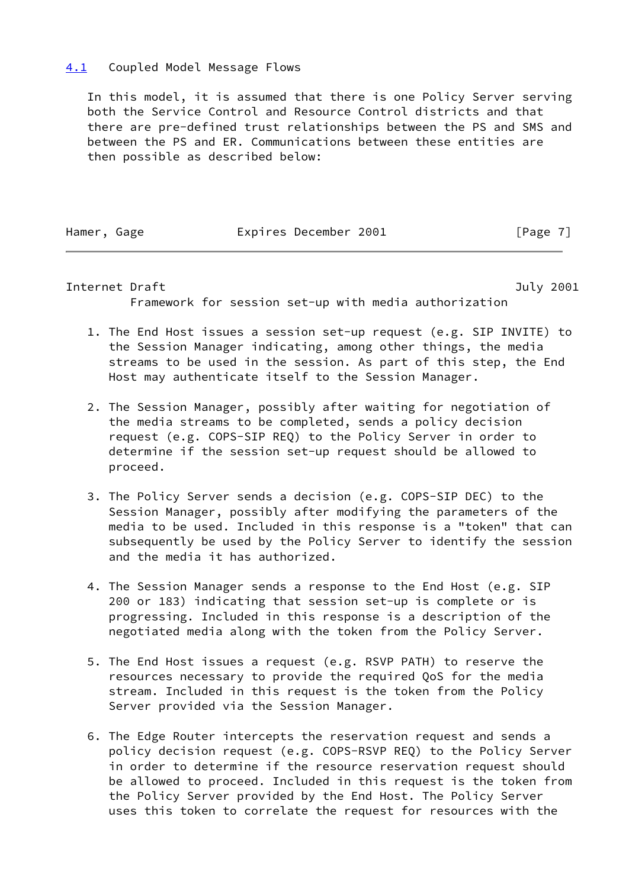## 4.1 Coupled Model Message Flows

In this model, it is assumed that there is one Policy Server serving both the Service Control and Resource Control districts and that there are pre-defined trust relationships between the PS and SMS and between the PS and ER. Communications between these entities are then possible as described below:

1. The End Host issues a session set-up request (e.g. SIP INVITE) to the Session Manager indicating, among other things, the media streams to be used in the session. As part of this step, the End Host may authenticate itself to the Session Manager.

2. The Session Manager, possibly after waiting for negotiation of the media streams to be completed, sends a policy decision request (e.g. COPS-SIP REQ) to the Policy Server in order to determine if the session set-up request should be allowed to proceed.

3. The Policy Server sends a decision (e.g. COPS-SIP DEC) to the Session Manager, possibly after modifying the parameters of the media to be used. Included in this response is a "token" that can subsequently be used by the Policy Server to identify the session and the media it has authorized.

4. The Session Manager sends a response to the End Host (e.g. SIP 200 or 183) indicating that session set-up is complete or is progressing. Included in this response is a description of the negotiated media along with the token from the Policy Server.

5. The End Host issues a request (e.g. RSVP PATH) to reserve the resources necessary to provide the required QoS for the media stream. Included in this request is the token from the Policy Server provided via the Session Manager.

6. The Edge Router intercepts the reservation request and sends a policy decision request (e.g. COPS-RSVP REQ) to the Policy Server in order to determine if the resource reservation request should be allowed to proceed. Included in this request is the token from the Policy Server provided by the End Host. The Policy Server uses this token to correlate the request for resources with the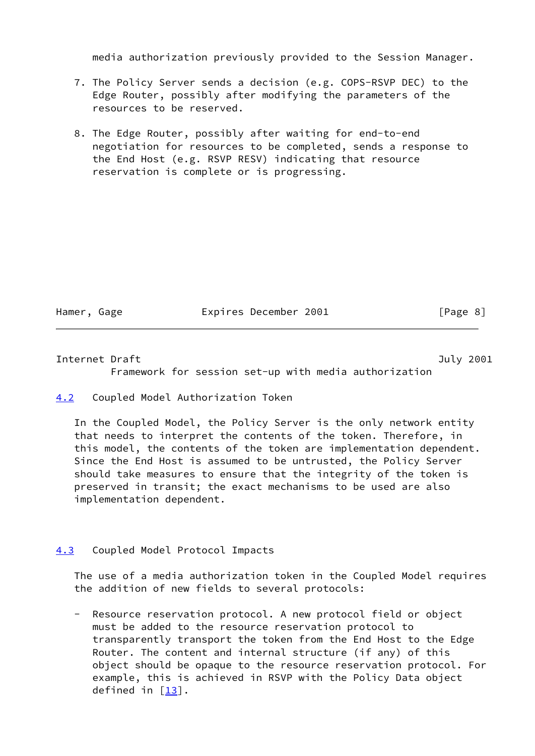media authorization previously provided to the Session Manager.

7. The Policy Server sends a decision (e.g. COPS-RSVP DEC) to the Edge Router, possibly after modifying the parameters of the resources to be reserved.

8. The Edge Router, possibly after waiting for end-to-end negotiation for resources to be completed, sends a response to the End Host (e.g. RSVP RESV) indicating that resource reservation is complete or is progressing.

### 4.2 Coupled Model Authorization Token

In the Coupled Model, the Policy Server is the only network entity that needs to interpret the contents of the token. Therefore, in this model, the contents of the token are implementation dependent. Since the End Host is assumed to be untrusted, the Policy Server should take measures to ensure that the integrity of the token is preserved in transit; the exact mechanisms to be used are also implementation dependent.

### 4.3 Coupled Model Protocol Impacts

The use of a media authorization token in the Coupled Model requires the addition of new fields to several protocols:

- Resource reservation protocol. A new protocol field or object must be added to the resource reservation protocol to transparently transport the token from the End Host to the Edge Router. The content and internal structure (if any) of this object should be opaque to the resource reservation protocol. For example, this is achieved in RSVP with the Policy Data object defined in [13].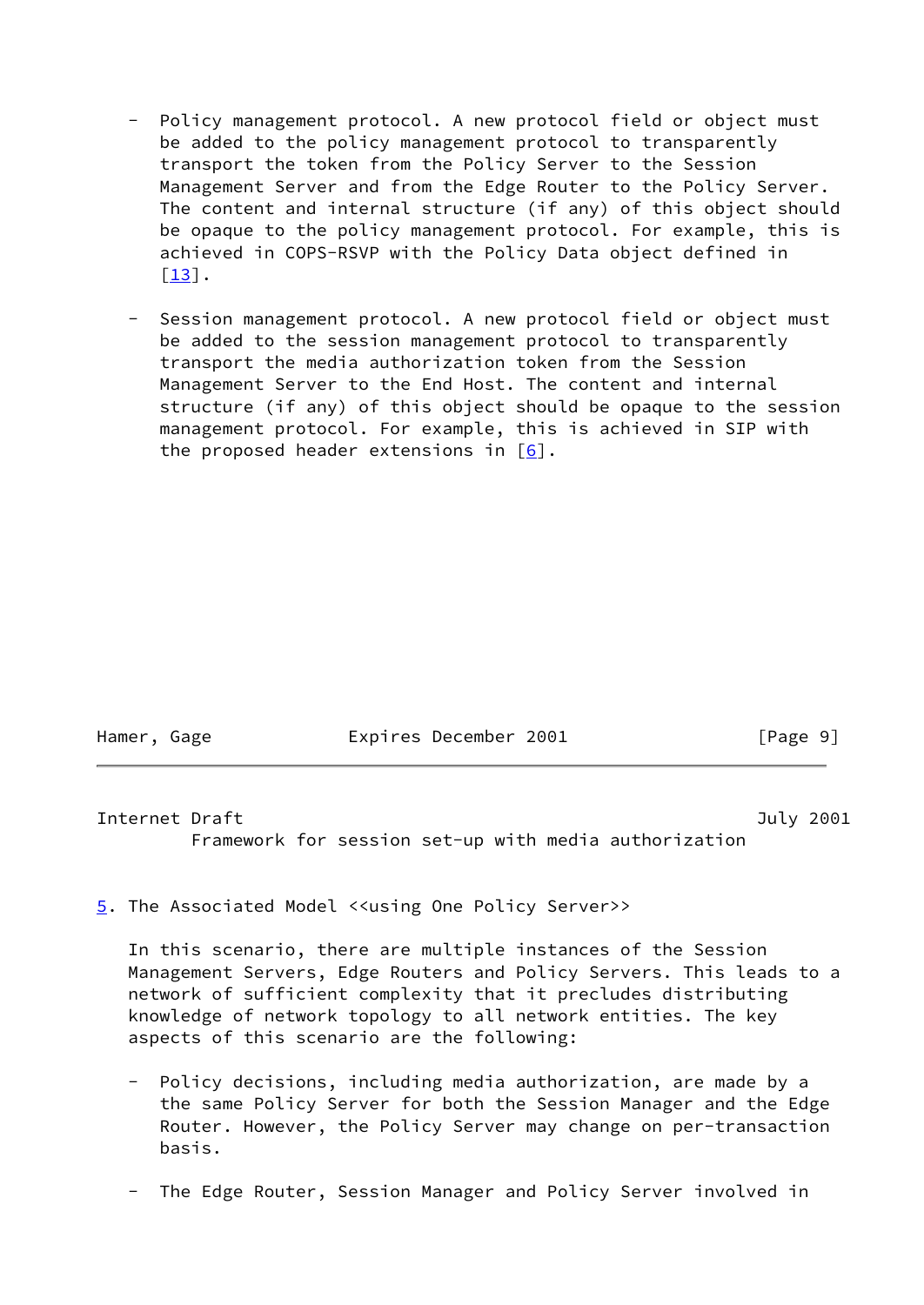- Policy management protocol. A new protocol field or object must be added to the policy management protocol to transparently transport the token from the Policy Server to the Session Management Server and from the Edge Router to the Policy Server. The content and internal structure (if any) of this object should be opaque to the policy management protocol. For example, this is achieved in COPS-RSVP with the Policy Data object defined in [13].

- Session management protocol. A new protocol field or object must be added to the session management protocol to transparently transport the media authorization token from the Session Management Server to the End Host. The content and internal structure (if any) of this object should be opaque to the session management protocol. For example, this is achieved in SIP with the proposed header extensions in [6].

## 5. The Associated Model <<using One Policy Server>>

In this scenario, there are multiple instances of the Session Management Servers, Edge Routers and Policy Servers. This leads to a network of sufficient complexity that it precludes distributing knowledge of network topology to all network entities. The key aspects of this scenario are the following:

- Policy decisions, including media authorization, are made by a the same Policy Server for both the Session Manager and the Edge Router. However, the Policy Server may change on per-transaction basis.

- The Edge Router, Session Manager and Policy Server involved in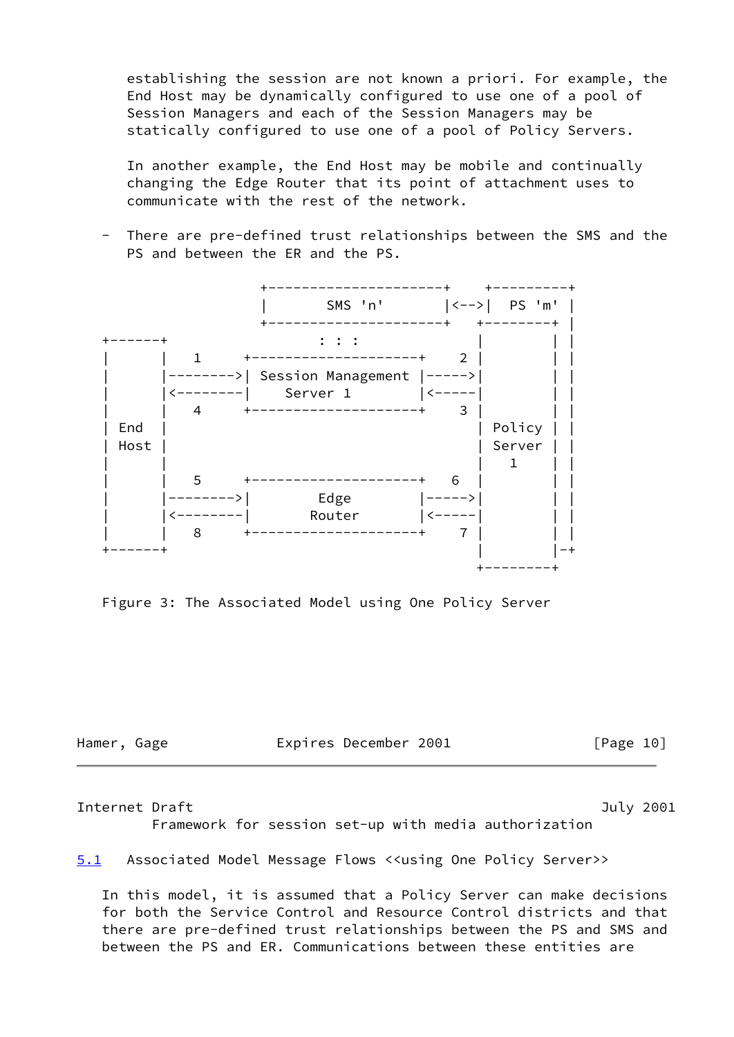establishing the session are not known a priori. For example, the End Host may be dynamically configured to use one of a pool of Session Managers and each of the Session Managers may be statically configured to use one of a pool of Policy Servers.

In another example, the End Host may be mobile and continually changing the Edge Router that its point of attachment uses to communicate with the rest of the network.

- There are pre-defined trust relationships between the SMS and the PS and between the ER and the PS.

```
                  +---------------------+    +---------+
                  |       SMS 'n'       |<-->|  PS 'm' |
                  +---------------------+   +--------+ |
+------+                  : : :             |        | |
|      |   1    +--------------------+   2  |        | |
|      |-------->| Session Management |----->|        | |
|      |<--------|     Server 1       |<-----|        | |
|      |   4    +--------------------+   3  |        | |
| End  |                                    | Policy | |
| Host |                                    | Server | |
|      |                                    |   1    | |
|      |   5    +--------------------+   6  |        | |
|      |-------->|       Edge         |----->|        | |
|      |<--------|      Router        |<-----|        | |
|      |   8    +--------------------+   7  |        | |
+------+                                    |        |-+
                                            +--------+
```

Figure 3: The Associated Model using One Policy Server

## 5.1 Associated Model Message Flows <<using One Policy Server>>

In this model, it is assumed that a Policy Server can make decisions for both the Service Control and Resource Control districts and that there are pre-defined trust relationships between the PS and SMS and between the PS and ER. Communications between these entities are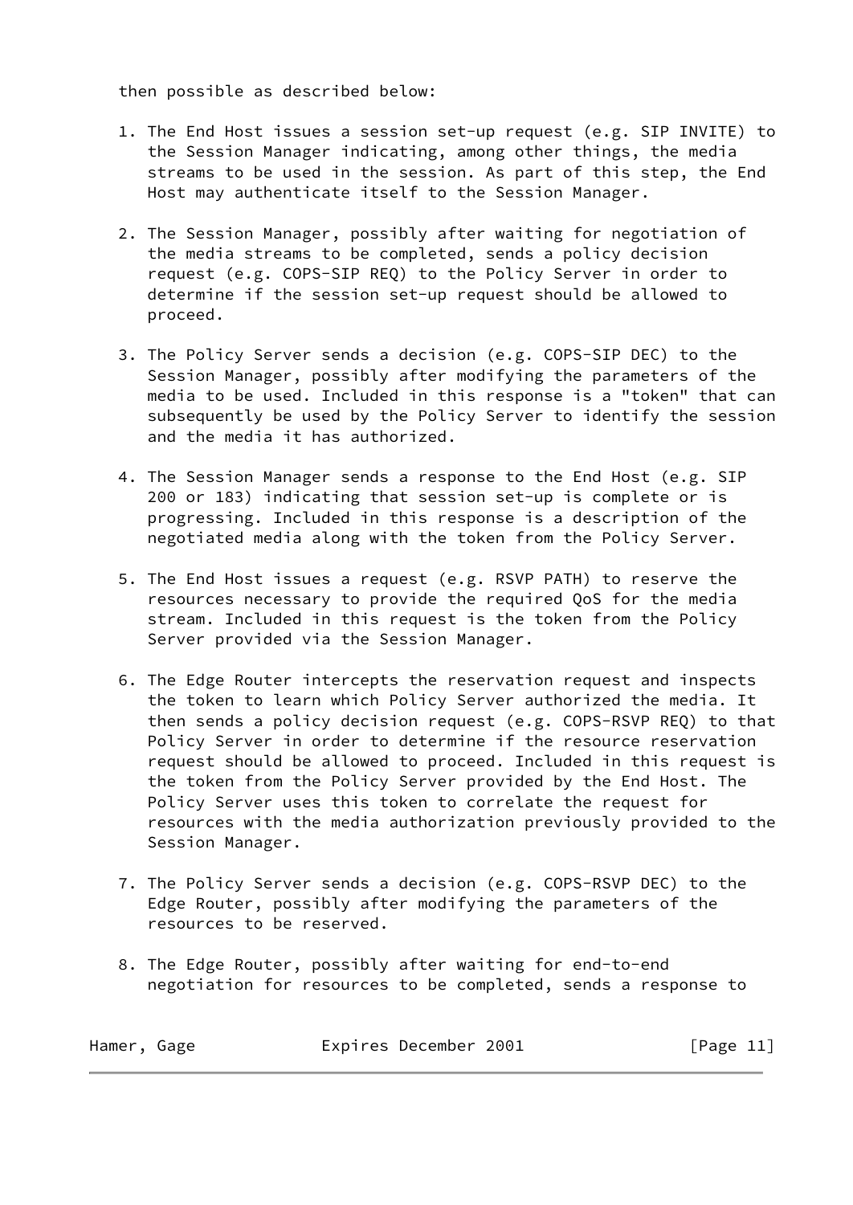then possible as described below:

1. The End Host issues a session set-up request (e.g. SIP INVITE) to the Session Manager indicating, among other things, the media streams to be used in the session. As part of this step, the End Host may authenticate itself to the Session Manager.

2. The Session Manager, possibly after waiting for negotiation of the media streams to be completed, sends a policy decision request (e.g. COPS-SIP REQ) to the Policy Server in order to determine if the session set-up request should be allowed to proceed.

3. The Policy Server sends a decision (e.g. COPS-SIP DEC) to the Session Manager, possibly after modifying the parameters of the media to be used. Included in this response is a "token" that can subsequently be used by the Policy Server to identify the session and the media it has authorized.

4. The Session Manager sends a response to the End Host (e.g. SIP 200 or 183) indicating that session set-up is complete or is progressing. Included in this response is a description of the negotiated media along with the token from the Policy Server.

5. The End Host issues a request (e.g. RSVP PATH) to reserve the resources necessary to provide the required QoS for the media stream. Included in this request is the token from the Policy Server provided via the Session Manager.

6. The Edge Router intercepts the reservation request and inspects the token to learn which Policy Server authorized the media. It then sends a policy decision request (e.g. COPS-RSVP REQ) to that Policy Server in order to determine if the resource reservation request should be allowed to proceed. Included in this request is the token from the Policy Server provided by the End Host. The Policy Server uses this token to correlate the request for resources with the media authorization previously provided to the Session Manager.

7. The Policy Server sends a decision (e.g. COPS-RSVP DEC) to the Edge Router, possibly after modifying the parameters of the resources to be reserved.

8. The Edge Router, possibly after waiting for end-to-end negotiation for resources to be completed, sends a response to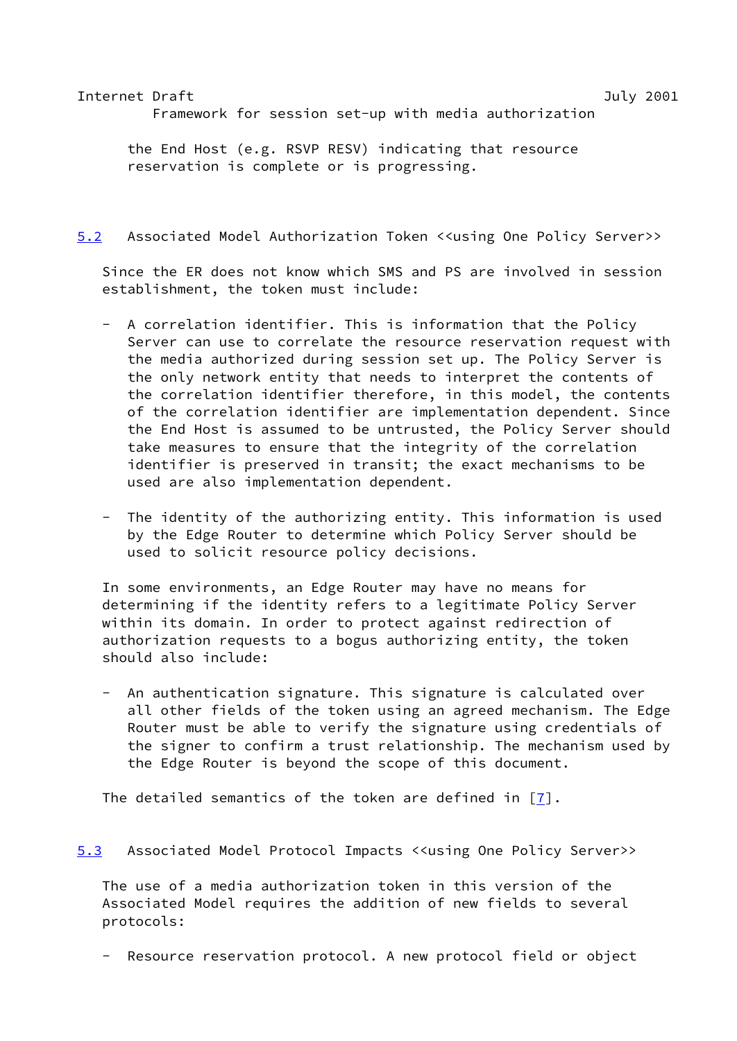the End Host (e.g. RSVP RESV) indicating that resource reservation is complete or is progressing.

## 5.2 Associated Model Authorization Token <<using One Policy Server>>

Since the ER does not know which SMS and PS are involved in session establishment, the token must include:

- A correlation identifier. This is information that the Policy Server can use to correlate the resource reservation request with the media authorized during session set up. The Policy Server is the only network entity that needs to interpret the contents of the correlation identifier therefore, in this model, the contents of the correlation identifier are implementation dependent. Since the End Host is assumed to be untrusted, the Policy Server should take measures to ensure that the integrity of the correlation identifier is preserved in transit; the exact mechanisms to be used are also implementation dependent.

- The identity of the authorizing entity. This information is used by the Edge Router to determine which Policy Server should be used to solicit resource policy decisions.

In some environments, an Edge Router may have no means for determining if the identity refers to a legitimate Policy Server within its domain. In order to protect against redirection of authorization requests to a bogus authorizing entity, the token should also include:

- An authentication signature. This signature is calculated over all other fields of the token using an agreed mechanism. The Edge Router must be able to verify the signature using credentials of the signer to confirm a trust relationship. The mechanism used by the Edge Router is beyond the scope of this document.

The detailed semantics of the token are defined in [7].

## 5.3 Associated Model Protocol Impacts <<using One Policy Server>>

The use of a media authorization token in this version of the Associated Model requires the addition of new fields to several protocols:

- Resource reservation protocol. A new protocol field or object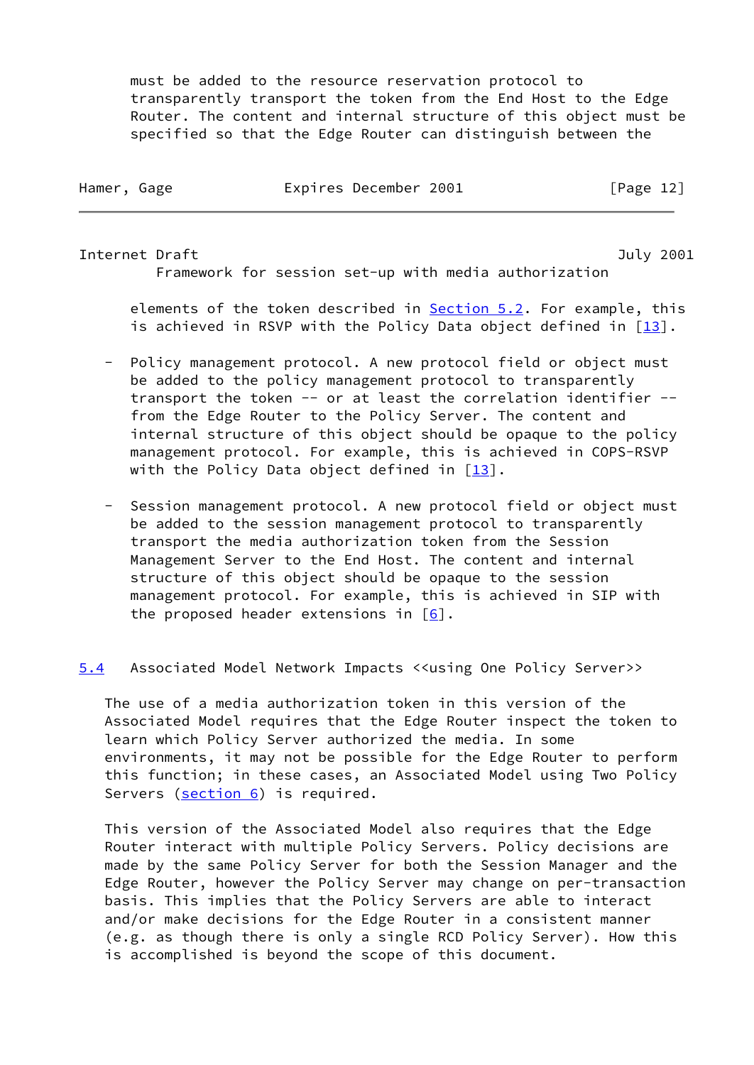must be added to the resource reservation protocol to transparently transport the token from the End Host to the Edge Router. The content and internal structure of this object must be specified so that the Edge Router can distinguish between the elements of the token described in Section 5.2. For example, this is achieved in RSVP with the Policy Data object defined in [13].

- Policy management protocol. A new protocol field or object must be added to the policy management protocol to transparently transport the token -- or at least the correlation identifier -- from the Edge Router to the Policy Server. The content and internal structure of this object should be opaque to the policy management protocol. For example, this is achieved in COPS-RSVP with the Policy Data object defined in [13].

- Session management protocol. A new protocol field or object must be added to the session management protocol to transparently transport the media authorization token from the Session Management Server to the End Host. The content and internal structure of this object should be opaque to the session management protocol. For example, this is achieved in SIP with the proposed header extensions in [6].

## 5.4 Associated Model Network Impacts <<using One Policy Server>>

The use of a media authorization token in this version of the Associated Model requires that the Edge Router inspect the token to learn which Policy Server authorized the media. In some environments, it may not be possible for the Edge Router to perform this function; in these cases, an Associated Model using Two Policy Servers (section 6) is required.

This version of the Associated Model also requires that the Edge Router interact with multiple Policy Servers. Policy decisions are made by the same Policy Server for both the Session Manager and the Edge Router, however the Policy Server may change on per-transaction basis. This implies that the Policy Servers are able to interact and/or make decisions for the Edge Router in a consistent manner (e.g. as though there is only a single RCD Policy Server). How this is accomplished is beyond the scope of this document.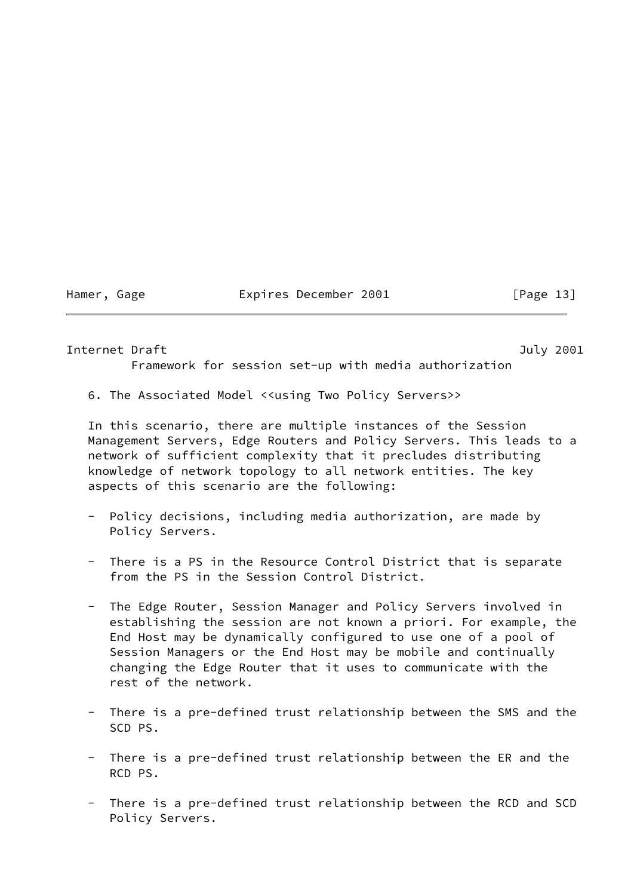## 6. The Associated Model <<using Two Policy Servers>>

In this scenario, there are multiple instances of the Session Management Servers, Edge Routers and Policy Servers. This leads to a network of sufficient complexity that it precludes distributing knowledge of network topology to all network entities. The key aspects of this scenario are the following:

- Policy decisions, including media authorization, are made by Policy Servers.

- There is a PS in the Resource Control District that is separate from the PS in the Session Control District.

- The Edge Router, Session Manager and Policy Servers involved in establishing the session are not known a priori. For example, the End Host may be dynamically configured to use one of a pool of Session Managers or the End Host may be mobile and continually changing the Edge Router that it uses to communicate with the rest of the network.

- There is a pre-defined trust relationship between the SMS and the SCD PS.

- There is a pre-defined trust relationship between the ER and the RCD PS.

- There is a pre-defined trust relationship between the RCD and SCD Policy Servers.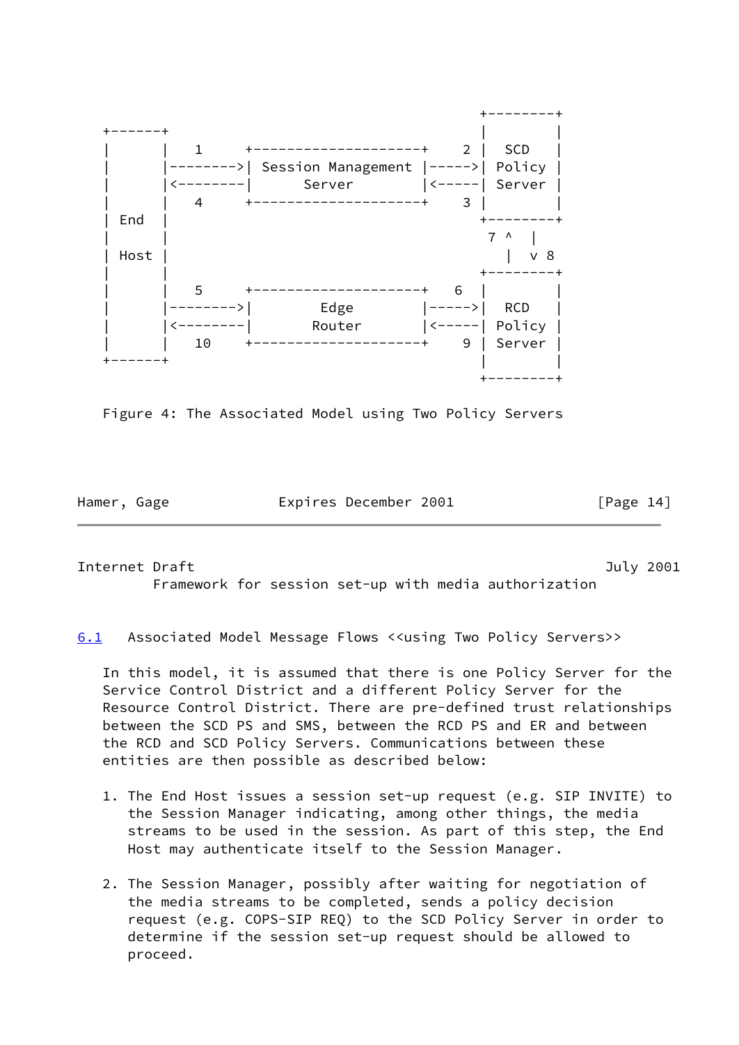```
                                                  +---------+
   +------+                                       |         |
   |      |   1     +--------------------+    2 |   SCD   |
   |      |-------->| Session Management |----->|  Policy |
   |      |<--------|       Server       |<-----|  Server |
   |      |   4     +--------------------+    3 |         |
   | End  |                                       +---------+
   |      |                                        7 ^   |
   | Host |                                          |   v 8
   |      |                                       +---------+
   |      |   5     +--------------------+    6 |         |
   |      |-------->|        Edge        |----->|   RCD   |
   |      |<--------|       Router       |<-----|  Policy |
   |      |   10    +--------------------+    9 |  Server |
   +------+                                       |         |
                                                  +---------+
```

Figure 4: The Associated Model using Two Policy Servers

### 6.1 Associated Model Message Flows <<using Two Policy Servers>>

In this model, it is assumed that there is one Policy Server for the Service Control District and a different Policy Server for the Resource Control District. There are pre-defined trust relationships between the SCD PS and SMS, between the RCD PS and ER and between the RCD and SCD Policy Servers. Communications between these entities are then possible as described below:

1. The End Host issues a session set-up request (e.g. SIP INVITE) to the Session Manager indicating, among other things, the media streams to be used in the session. As part of this step, the End Host may authenticate itself to the Session Manager.

2. The Session Manager, possibly after waiting for negotiation of the media streams to be completed, sends a policy decision request (e.g. COPS-SIP REQ) to the SCD Policy Server in order to determine if the session set-up request should be allowed to proceed.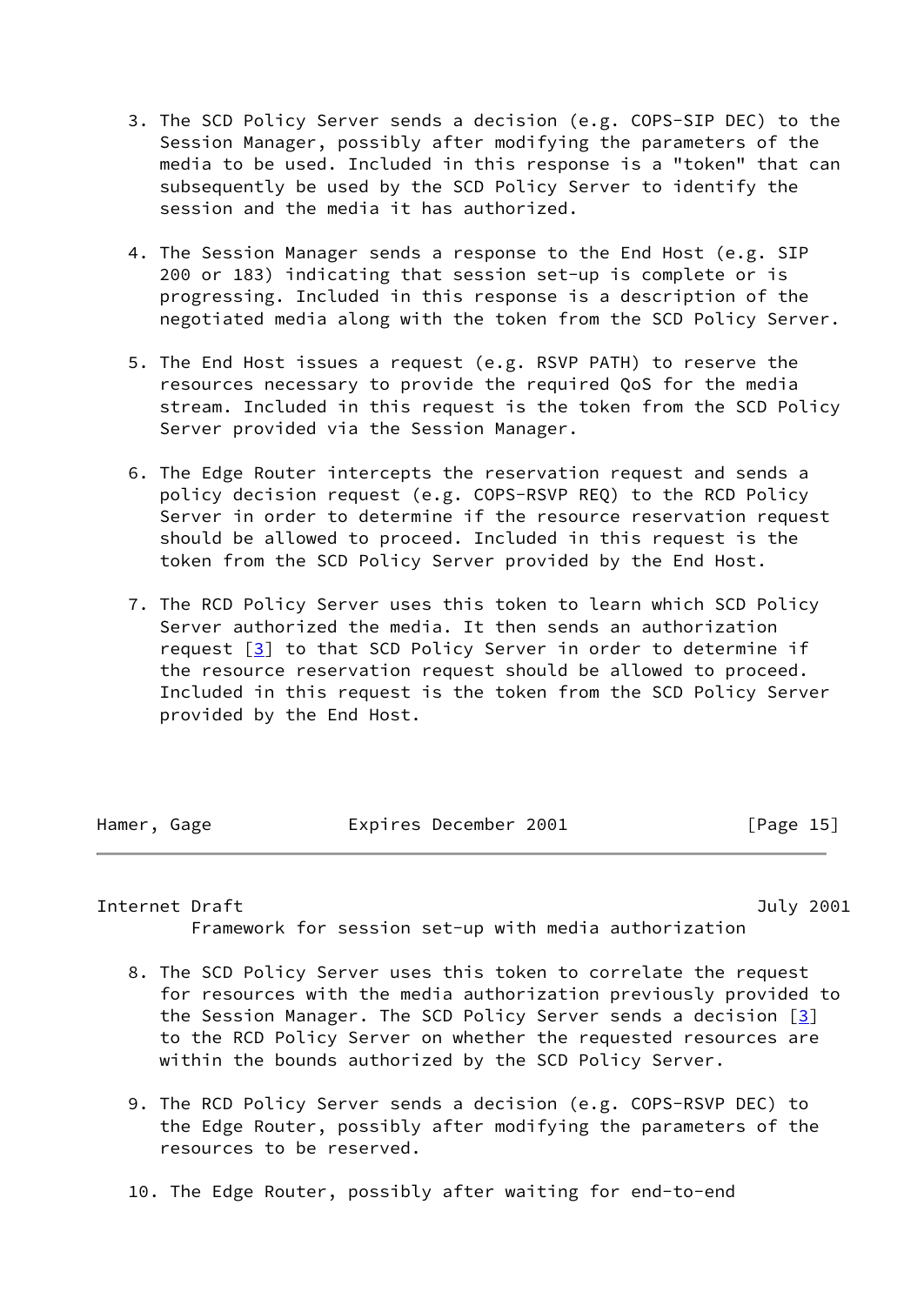3. The SCD Policy Server sends a decision (e.g. COPS-SIP DEC) to the Session Manager, possibly after modifying the parameters of the media to be used. Included in this response is a "token" that can subsequently be used by the SCD Policy Server to identify the session and the media it has authorized.

4. The Session Manager sends a response to the End Host (e.g. SIP 200 or 183) indicating that session set-up is complete or is progressing. Included in this response is a description of the negotiated media along with the token from the SCD Policy Server.

5. The End Host issues a request (e.g. RSVP PATH) to reserve the resources necessary to provide the required QoS for the media stream. Included in this request is the token from the SCD Policy Server provided via the Session Manager.

6. The Edge Router intercepts the reservation request and sends a policy decision request (e.g. COPS-RSVP REQ) to the RCD Policy Server in order to determine if the resource reservation request should be allowed to proceed. Included in this request is the token from the SCD Policy Server provided by the End Host.

7. The RCD Policy Server uses this token to learn which SCD Policy Server authorized the media. It then sends an authorization request [3] to that SCD Policy Server in order to determine if the resource reservation request should be allowed to proceed. Included in this request is the token from the SCD Policy Server provided by the End Host.

8. The SCD Policy Server uses this token to correlate the request for resources with the media authorization previously provided to the Session Manager. The SCD Policy Server sends a decision [3] to the RCD Policy Server on whether the requested resources are within the bounds authorized by the SCD Policy Server.

9. The RCD Policy Server sends a decision (e.g. COPS-RSVP DEC) to the Edge Router, possibly after modifying the parameters of the resources to be reserved.

10. The Edge Router, possibly after waiting for end-to-end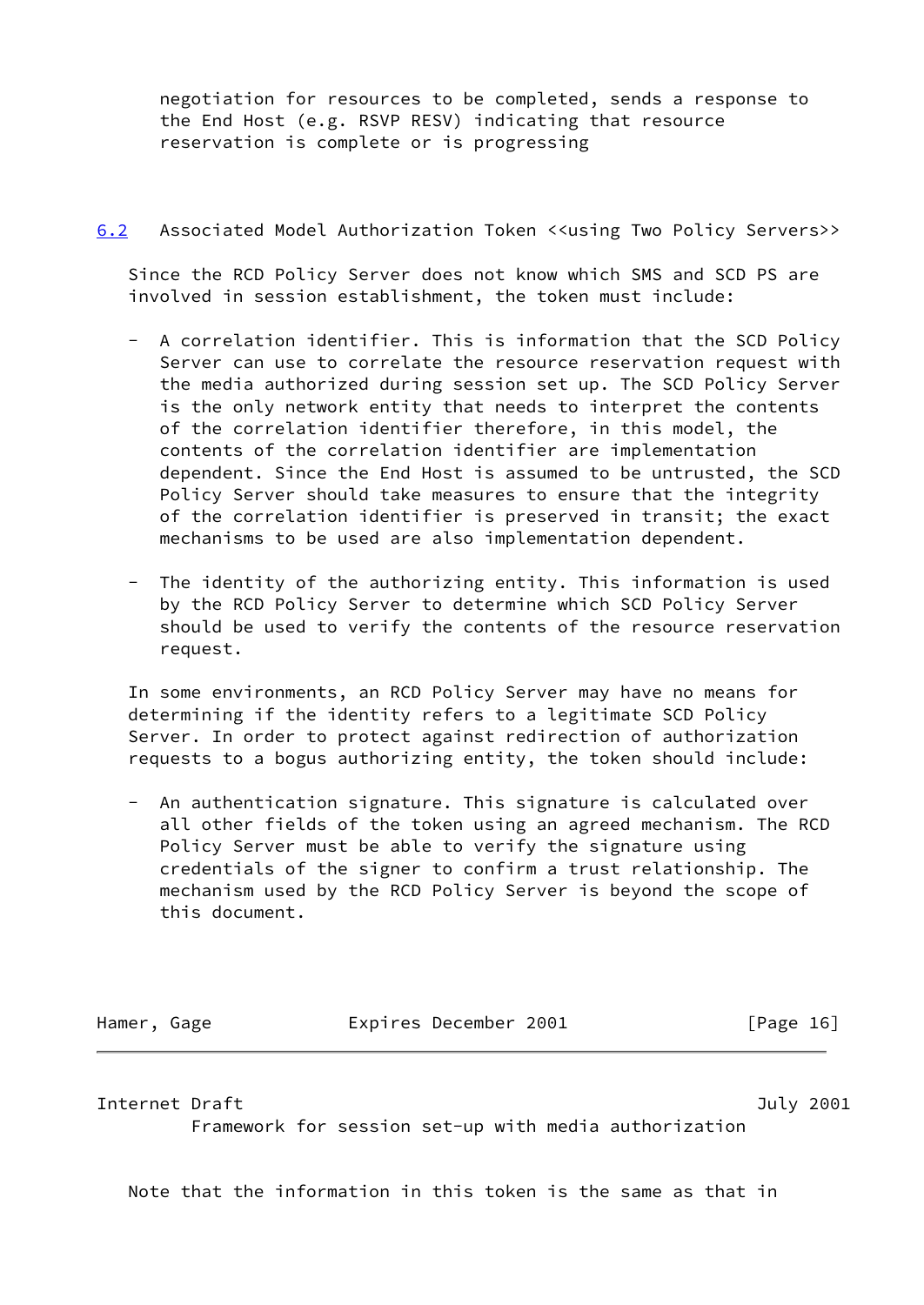negotiation for resources to be completed, sends a response to the End Host (e.g. RSVP RESV) indicating that resource reservation is complete or is progressing

### 6.2 Associated Model Authorization Token <<using Two Policy Servers>>

Since the RCD Policy Server does not know which SMS and SCD PS are involved in session establishment, the token must include:

- A correlation identifier. This is information that the SCD Policy Server can use to correlate the resource reservation request with the media authorized during session set up. The SCD Policy Server is the only network entity that needs to interpret the contents of the correlation identifier therefore, in this model, the contents of the correlation identifier are implementation dependent. Since the End Host is assumed to be untrusted, the SCD Policy Server should take measures to ensure that the integrity of the correlation identifier is preserved in transit; the exact mechanisms to be used are also implementation dependent.

- The identity of the authorizing entity. This information is used by the RCD Policy Server to determine which SCD Policy Server should be used to verify the contents of the resource reservation request.

In some environments, an RCD Policy Server may have no means for determining if the identity refers to a legitimate SCD Policy Server. In order to protect against redirection of authorization requests to a bogus authorizing entity, the token should include:

- An authentication signature. This signature is calculated over all other fields of the token using an agreed mechanism. The RCD Policy Server must be able to verify the signature using credentials of the signer to confirm a trust relationship. The mechanism used by the RCD Policy Server is beyond the scope of this document.

Note that the information in this token is the same as that in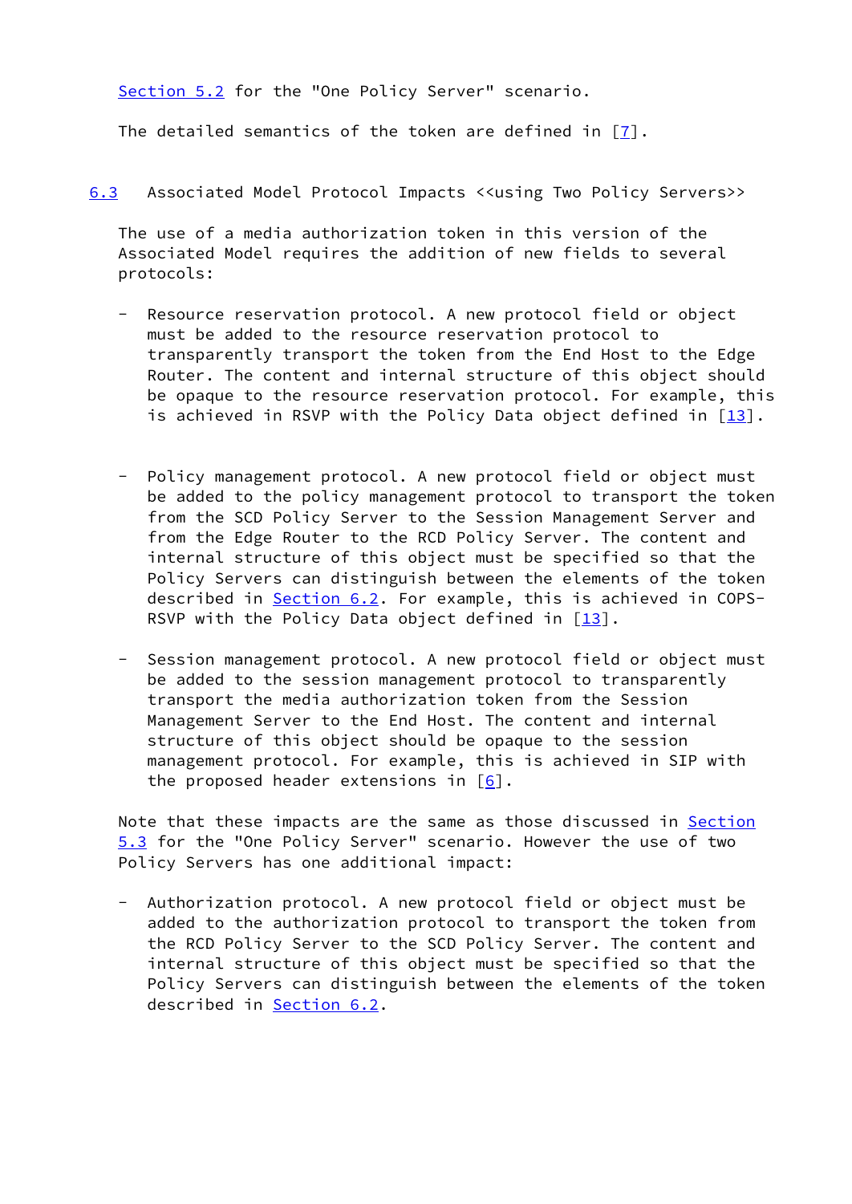Section 5.2 for the "One Policy Server" scenario.

The detailed semantics of the token are defined in [7].

## 6.3 Associated Model Protocol Impacts <<using Two Policy Servers>>

The use of a media authorization token in this version of the Associated Model requires the addition of new fields to several protocols:

- Resource reservation protocol. A new protocol field or object must be added to the resource reservation protocol to transparently transport the token from the End Host to the Edge Router. The content and internal structure of this object should be opaque to the resource reservation protocol. For example, this is achieved in RSVP with the Policy Data object defined in [13].

- Policy management protocol. A new protocol field or object must be added to the policy management protocol to transport the token from the SCD Policy Server to the Session Management Server and from the Edge Router to the RCD Policy Server. The content and internal structure of this object must be specified so that the Policy Servers can distinguish between the elements of the token described in Section 6.2. For example, this is achieved in COPS-RSVP with the Policy Data object defined in [13].

- Session management protocol. A new protocol field or object must be added to the session management protocol to transparently transport the media authorization token from the Session Management Server to the End Host. The content and internal structure of this object should be opaque to the session management protocol. For example, this is achieved in SIP with the proposed header extensions in [6].

Note that these impacts are the same as those discussed in Section 5.3 for the "One Policy Server" scenario. However the use of two Policy Servers has one additional impact:

- Authorization protocol. A new protocol field or object must be added to the authorization protocol to transport the token from the RCD Policy Server to the SCD Policy Server. The content and internal structure of this object must be specified so that the Policy Servers can distinguish between the elements of the token described in Section 6.2.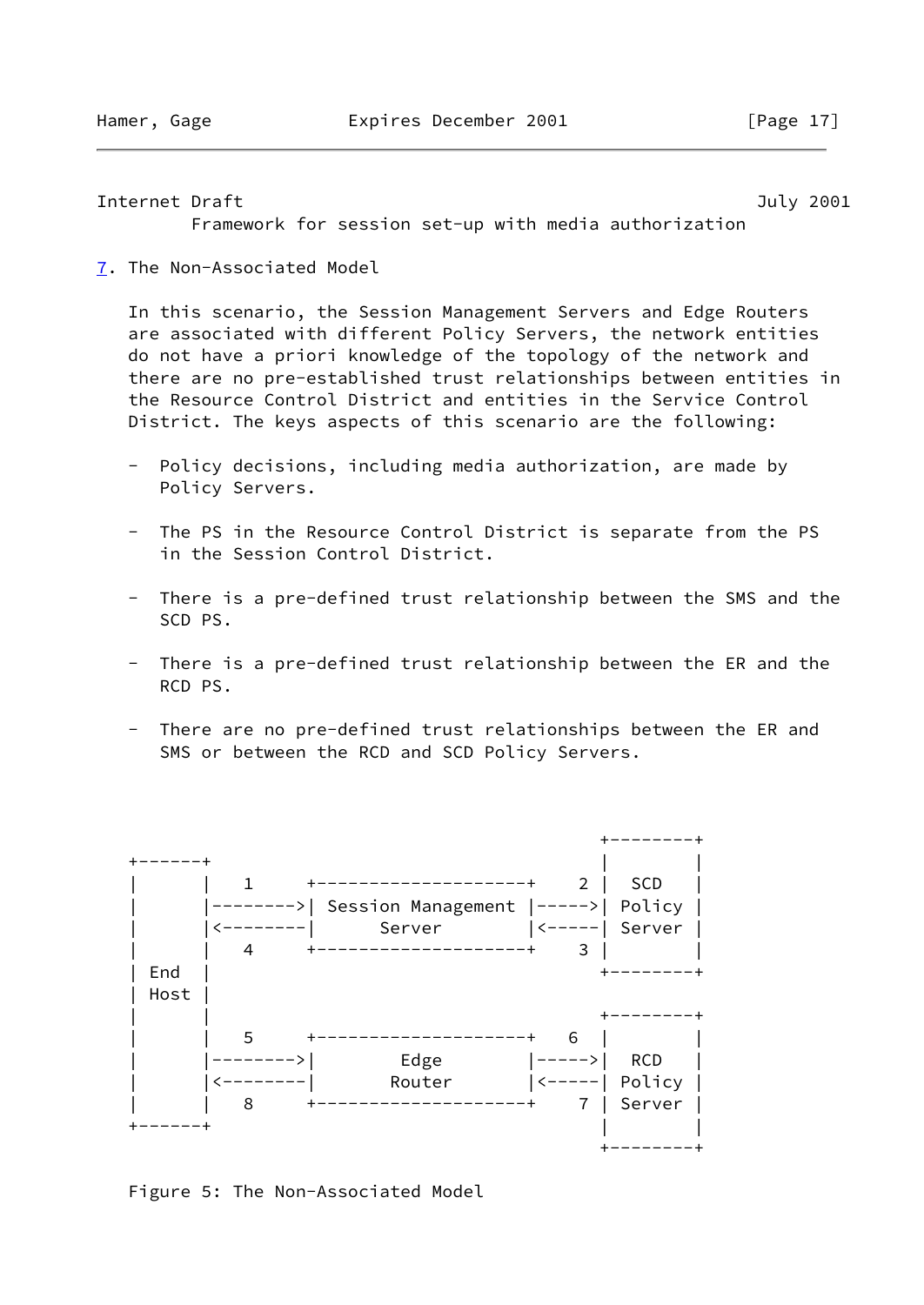## 7. The Non-Associated Model

In this scenario, the Session Management Servers and Edge Routers are associated with different Policy Servers, the network entities do not have a priori knowledge of the topology of the network and there are no pre-established trust relationships between entities in the Resource Control District and entities in the Service Control District. The keys aspects of this scenario are the following:

- Policy decisions, including media authorization, are made by Policy Servers.

- The PS in the Resource Control District is separate from the PS in the Session Control District.

- There is a pre-defined trust relationship between the SMS and the SCD PS.

- There is a pre-defined trust relationship between the ER and the RCD PS.

- There are no pre-defined trust relationships between the ER and SMS or between the RCD and SCD Policy Servers.

```
                                                     +--------+
+------+                                             |        |
|      |   1     +--------------------+    2 |  SCD   |
|      |-------->| Session Management |----->| Policy |
|      |<--------|       Server       |<-----| Server |
|      |   4     +--------------------+    3 |        |
| End  |                                     +--------+
| Host |
|      |                                     +--------+
|      |   5     +--------------------+   6  |        |
|      |-------->|        Edge        |----->|  RCD   |
|      |<--------|       Router       |<-----| Policy |
|      |   8     +--------------------+    7 | Server |
+------+                                     |        |
                                             +--------+
```

Figure 5: The Non-Associated Model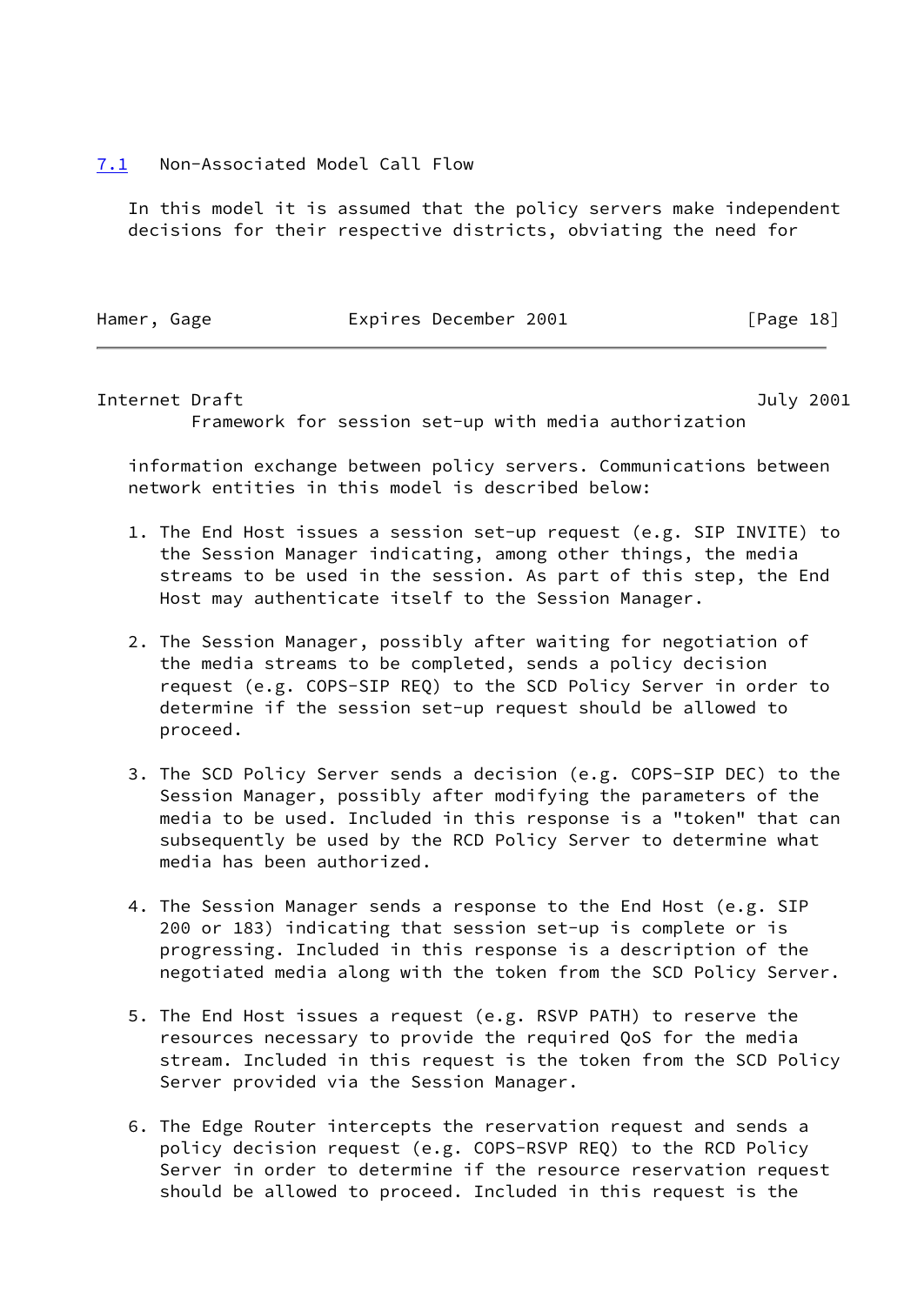### 7.1 Non-Associated Model Call Flow

In this model it is assumed that the policy servers make independent decisions for their respective districts, obviating the need for information exchange between policy servers. Communications between network entities in this model is described below:

1. The End Host issues a session set-up request (e.g. SIP INVITE) to the Session Manager indicating, among other things, the media streams to be used in the session. As part of this step, the End Host may authenticate itself to the Session Manager.

2. The Session Manager, possibly after waiting for negotiation of the media streams to be completed, sends a policy decision request (e.g. COPS-SIP REQ) to the SCD Policy Server in order to determine if the session set-up request should be allowed to proceed.

3. The SCD Policy Server sends a decision (e.g. COPS-SIP DEC) to the Session Manager, possibly after modifying the parameters of the media to be used. Included in this response is a "token" that can subsequently be used by the RCD Policy Server to determine what media has been authorized.

4. The Session Manager sends a response to the End Host (e.g. SIP 200 or 183) indicating that session set-up is complete or is progressing. Included in this response is a description of the negotiated media along with the token from the SCD Policy Server.

5. The End Host issues a request (e.g. RSVP PATH) to reserve the resources necessary to provide the required QoS for the media stream. Included in this request is the token from the SCD Policy Server provided via the Session Manager.

6. The Edge Router intercepts the reservation request and sends a policy decision request (e.g. COPS-RSVP REQ) to the RCD Policy Server in order to determine if the resource reservation request should be allowed to proceed. Included in this request is the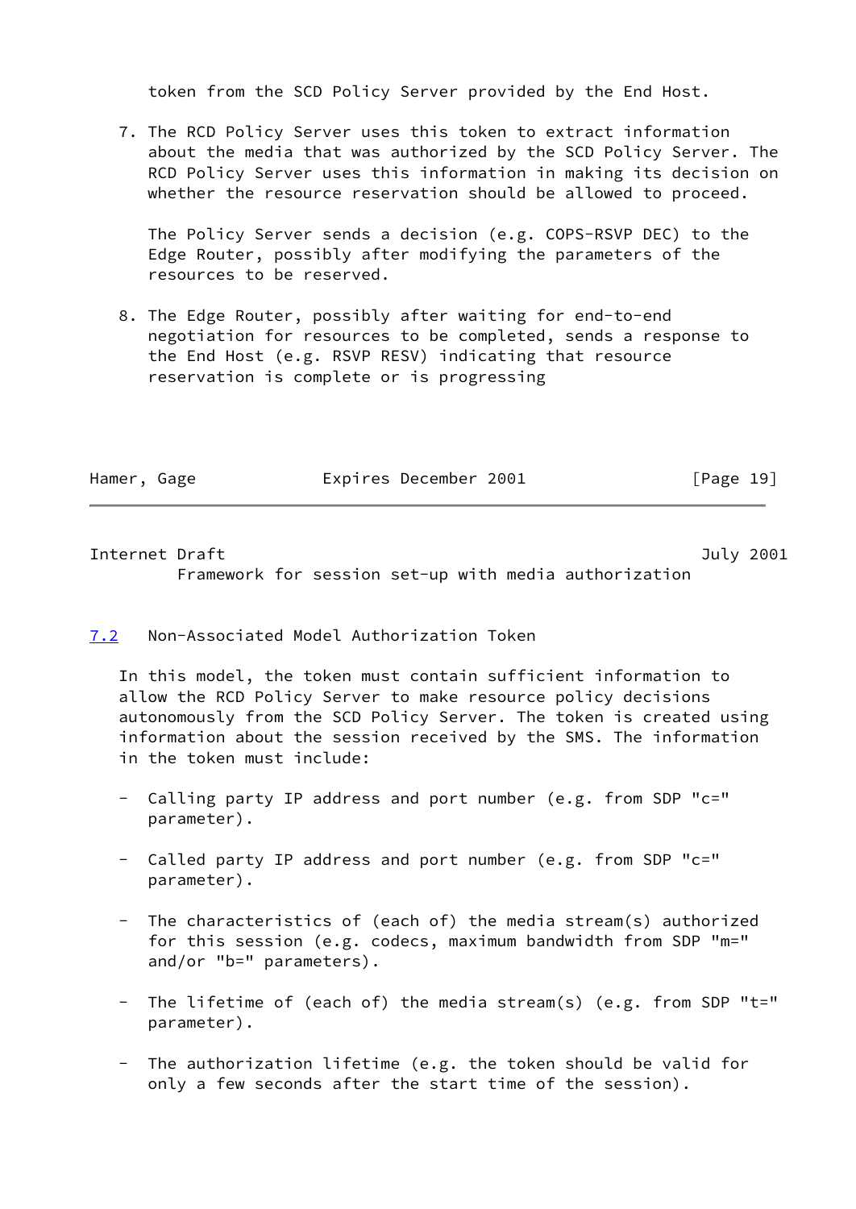token from the SCD Policy Server provided by the End Host.

7. The RCD Policy Server uses this token to extract information about the media that was authorized by the SCD Policy Server. The RCD Policy Server uses this information in making its decision on whether the resource reservation should be allowed to proceed.

   The Policy Server sends a decision (e.g. COPS-RSVP DEC) to the Edge Router, possibly after modifying the parameters of the resources to be reserved.

8. The Edge Router, possibly after waiting for end-to-end negotiation for resources to be completed, sends a response to the End Host (e.g. RSVP RESV) indicating that resource reservation is complete or is progressing

### 7.2 Non-Associated Model Authorization Token

In this model, the token must contain sufficient information to allow the RCD Policy Server to make resource policy decisions autonomously from the SCD Policy Server. The token is created using information about the session received by the SMS. The information in the token must include:

- Calling party IP address and port number (e.g. from SDP "c=" parameter).

- Called party IP address and port number (e.g. from SDP "c=" parameter).

- The characteristics of (each of) the media stream(s) authorized for this session (e.g. codecs, maximum bandwidth from SDP "m=" and/or "b=" parameters).

- The lifetime of (each of) the media stream(s) (e.g. from SDP "t=" parameter).

- The authorization lifetime (e.g. the token should be valid for only a few seconds after the start time of the session).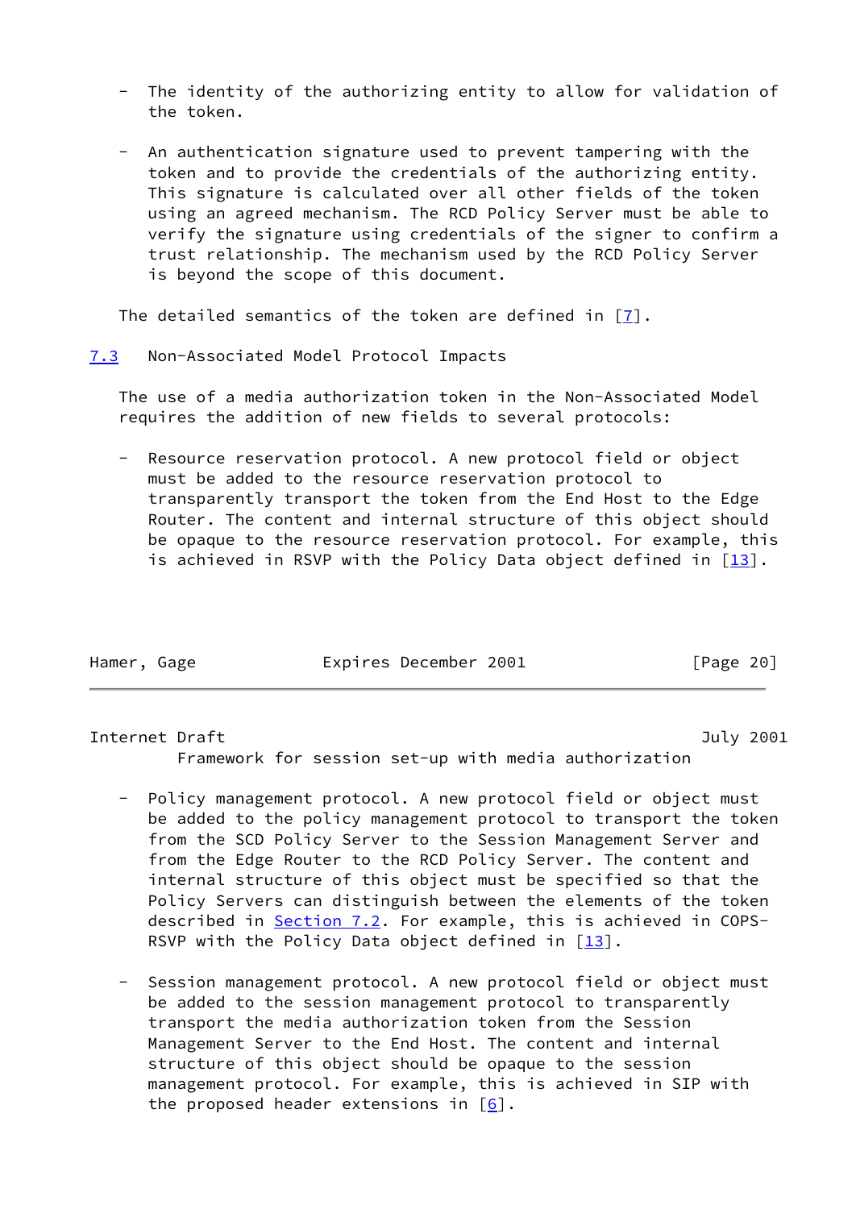- The identity of the authorizing entity to allow for validation of the token.

- An authentication signature used to prevent tampering with the token and to provide the credentials of the authorizing entity. This signature is calculated over all other fields of the token using an agreed mechanism. The RCD Policy Server must be able to verify the signature using credentials of the signer to confirm a trust relationship. The mechanism used by the RCD Policy Server is beyond the scope of this document.

The detailed semantics of the token are defined in [7].

## 7.3 Non-Associated Model Protocol Impacts

The use of a media authorization token in the Non-Associated Model requires the addition of new fields to several protocols:

- Resource reservation protocol. A new protocol field or object must be added to the resource reservation protocol to transparently transport the token from the End Host to the Edge Router. The content and internal structure of this object should be opaque to the resource reservation protocol. For example, this is achieved in RSVP with the Policy Data object defined in [13].

- Policy management protocol. A new protocol field or object must be added to the policy management protocol to transport the token from the SCD Policy Server to the Session Management Server and from the Edge Router to the RCD Policy Server. The content and internal structure of this object must be specified so that the Policy Servers can distinguish between the elements of the token described in Section 7.2. For example, this is achieved in COPS-RSVP with the Policy Data object defined in [13].

- Session management protocol. A new protocol field or object must be added to the session management protocol to transparently transport the media authorization token from the Session Management Server to the End Host. The content and internal structure of this object should be opaque to the session management protocol. For example, this is achieved in SIP with the proposed header extensions in [6].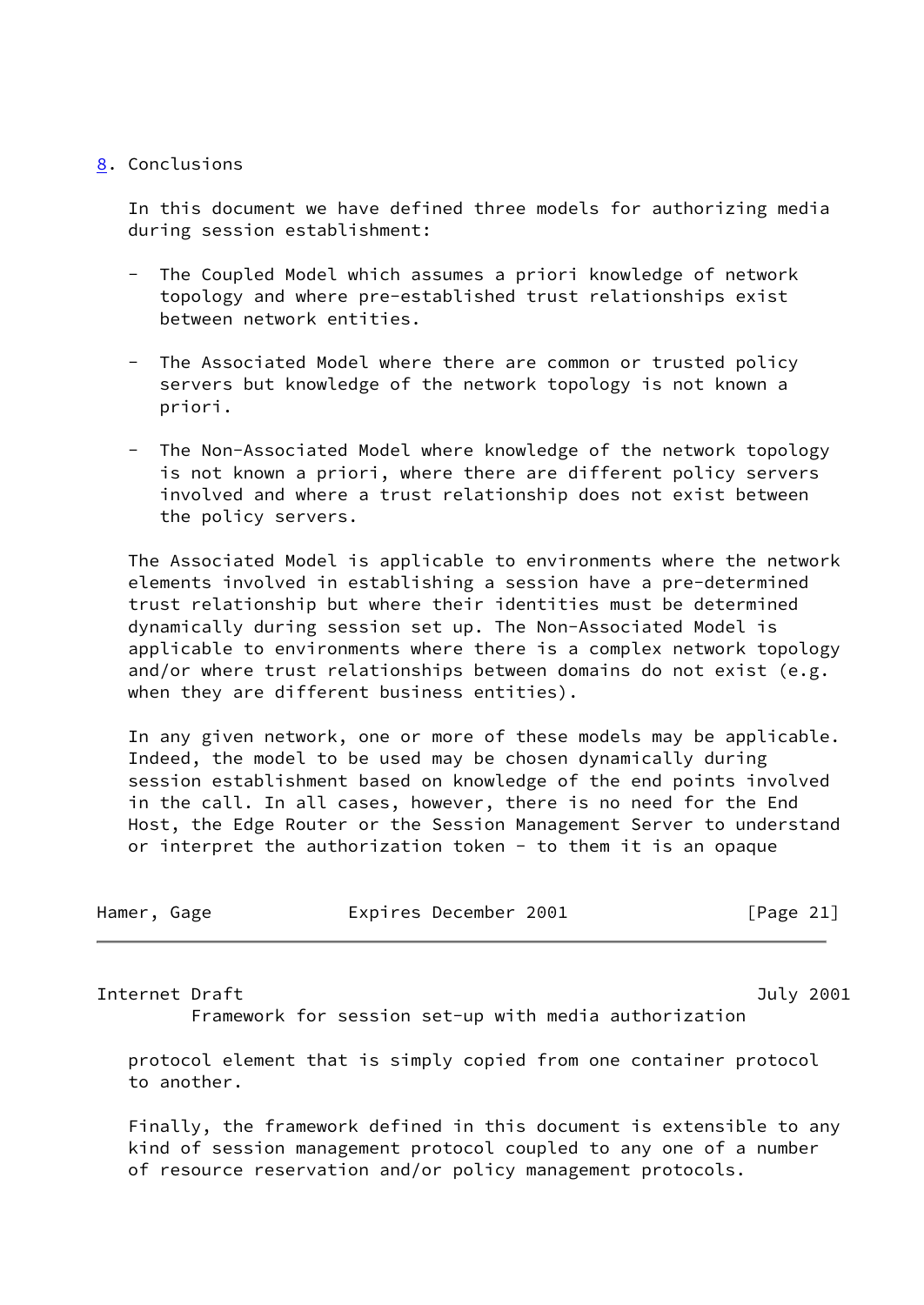## 8. Conclusions

In this document we have defined three models for authorizing media during session establishment:

- The Coupled Model which assumes a priori knowledge of network topology and where pre-established trust relationships exist between network entities.

- The Associated Model where there are common or trusted policy servers but knowledge of the network topology is not known a priori.

- The Non-Associated Model where knowledge of the network topology is not known a priori, where there are different policy servers involved and where a trust relationship does not exist between the policy servers.

The Associated Model is applicable to environments where the network elements involved in establishing a session have a pre-determined trust relationship but where their identities must be determined dynamically during session set up. The Non-Associated Model is applicable to environments where there is a complex network topology and/or where trust relationships between domains do not exist (e.g. when they are different business entities).

In any given network, one or more of these models may be applicable. Indeed, the model to be used may be chosen dynamically during session establishment based on knowledge of the end points involved in the call. In all cases, however, there is no need for the End Host, the Edge Router or the Session Management Server to understand or interpret the authorization token - to them it is an opaque protocol element that is simply copied from one container protocol to another.

Finally, the framework defined in this document is extensible to any kind of session management protocol coupled to any one of a number of resource reservation and/or policy management protocols.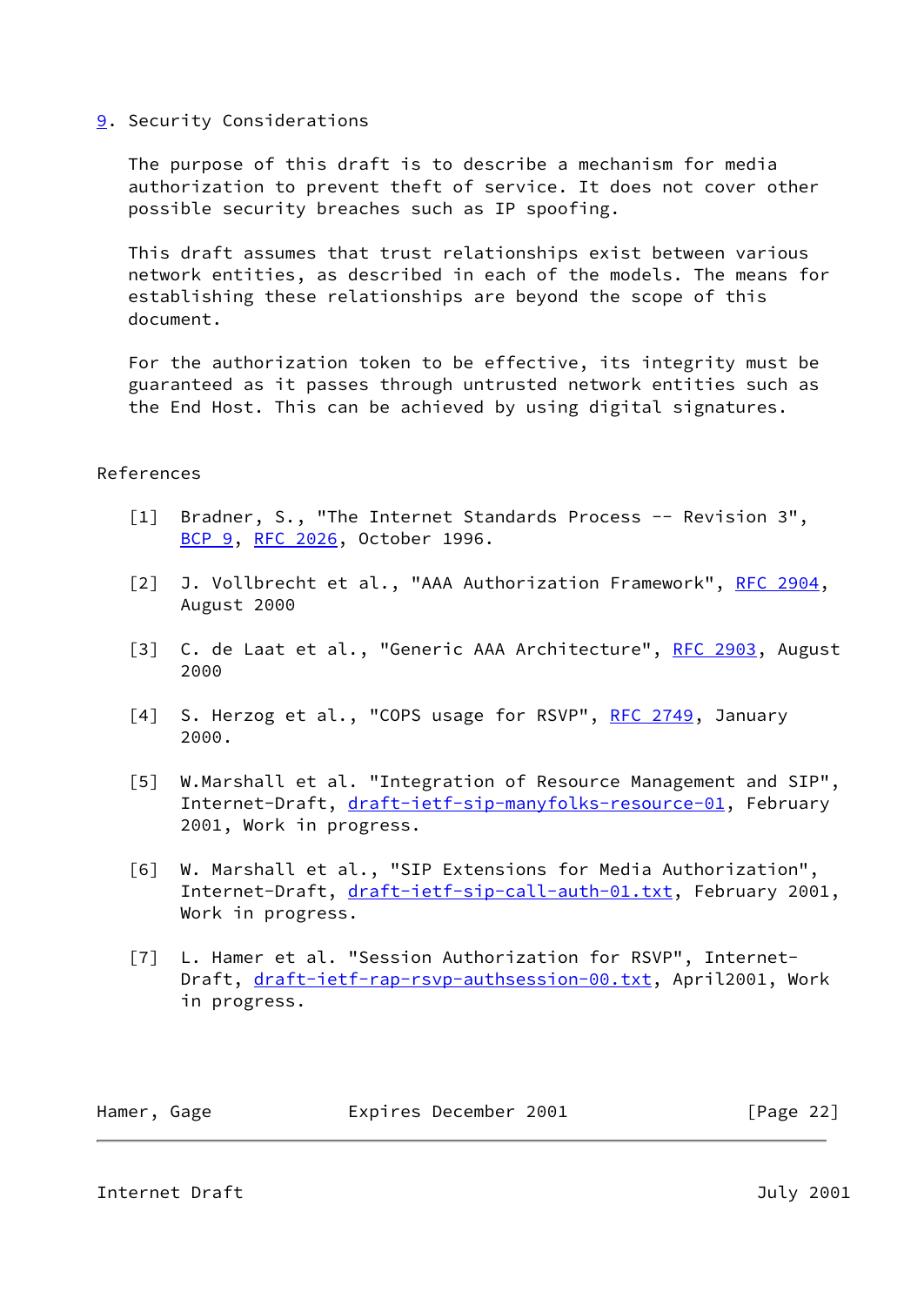## 9. Security Considerations

The purpose of this draft is to describe a mechanism for media authorization to prevent theft of service. It does not cover other possible security breaches such as IP spoofing.

This draft assumes that trust relationships exist between various network entities, as described in each of the models. The means for establishing these relationships are beyond the scope of this document.

For the authorization token to be effective, its integrity must be guaranteed as it passes through untrusted network entities such as the End Host. This can be achieved by using digital signatures.

## References

[1] Bradner, S., "The Internet Standards Process -- Revision 3", BCP 9, RFC 2026, October 1996.

[2] J. Vollbrecht et al., "AAA Authorization Framework", RFC 2904, August 2000

[3] C. de Laat et al., "Generic AAA Architecture", RFC 2903, August 2000

[4] S. Herzog et al., "COPS usage for RSVP", RFC 2749, January 2000.

[5] W.Marshall et al. "Integration of Resource Management and SIP", Internet-Draft, draft-ietf-sip-manyfolks-resource-01, February 2001, Work in progress.

[6] W. Marshall et al., "SIP Extensions for Media Authorization", Internet-Draft, draft-ietf-sip-call-auth-01.txt, February 2001, Work in progress.

[7] L. Hamer et al. "Session Authorization for RSVP", Internet-Draft, draft-ietf-rap-rsvp-authsession-00.txt, April2001, Work in progress.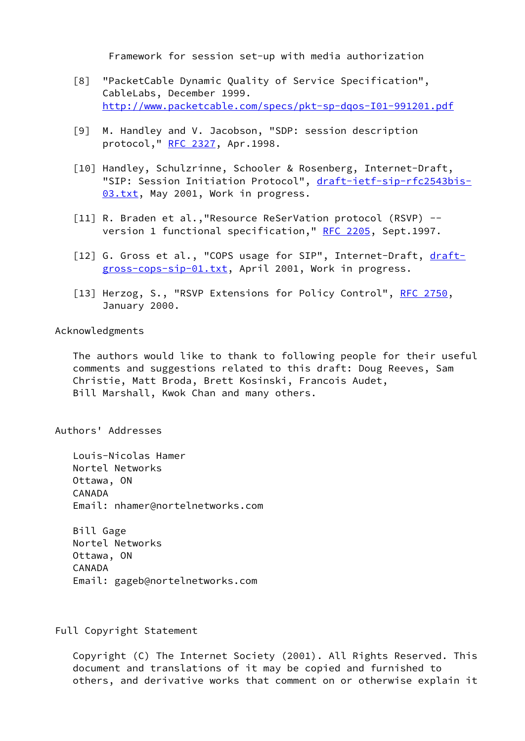[8] "PacketCable Dynamic Quality of Service Specification", CableLabs, December 1999. http://www.packetcable.com/specs/pkt-sp-dqos-I01-991201.pdf

[9] M. Handley and V. Jacobson, "SDP: session description protocol," RFC 2327, Apr.1998.

[10] Handley, Schulzrinne, Schooler & Rosenberg, Internet-Draft, "SIP: Session Initiation Protocol", draft-ietf-sip-rfc2543bis-03.txt, May 2001, Work in progress.

[11] R. Braden et al.,"Resource ReSerVation protocol (RSVP) -- version 1 functional specification," RFC 2205, Sept.1997.

[12] G. Gross et al., "COPS usage for SIP", Internet-Draft, draft-gross-cops-sip-01.txt, April 2001, Work in progress.

[13] Herzog, S., "RSVP Extensions for Policy Control", RFC 2750, January 2000.

## Acknowledgments

The authors would like to thank to following people for their useful comments and suggestions related to this draft: Doug Reeves, Sam Christie, Matt Broda, Brett Kosinski, Francois Audet, Bill Marshall, Kwok Chan and many others.

## Authors' Addresses

Louis-Nicolas Hamer
Nortel Networks
Ottawa, ON
CANADA
Email: nhamer@nortelnetworks.com

Bill Gage
Nortel Networks
Ottawa, ON
CANADA
Email: gageb@nortelnetworks.com

## Full Copyright Statement

Copyright (C) The Internet Society (2001). All Rights Reserved. This document and translations of it may be copied and furnished to others, and derivative works that comment on or otherwise explain it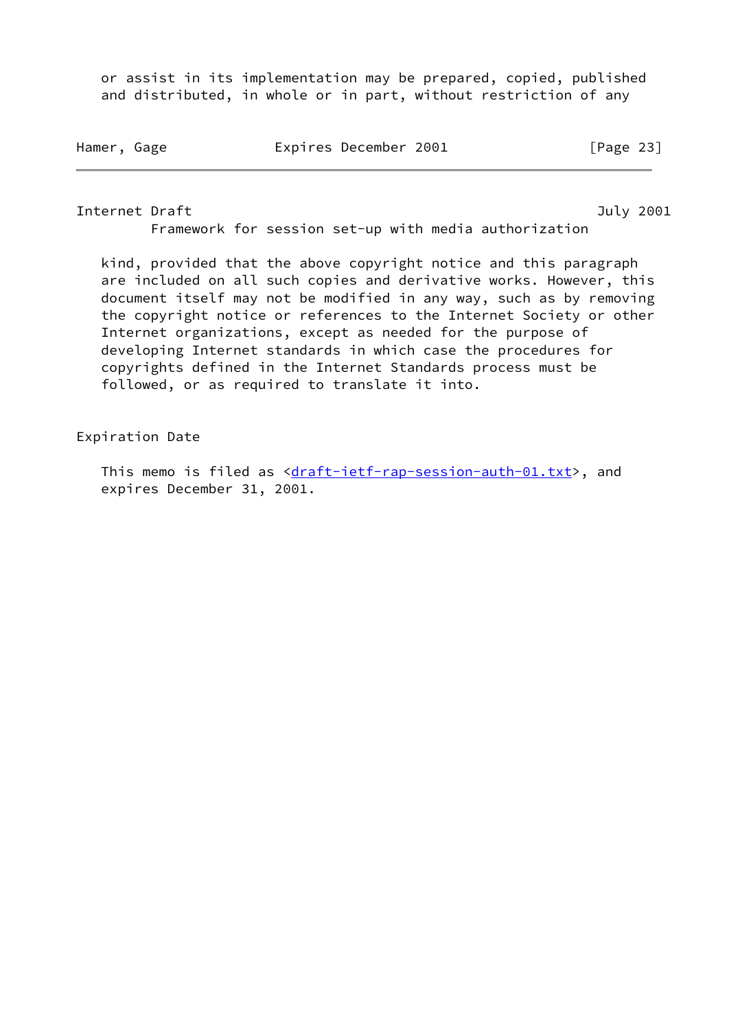or assist in its implementation may be prepared, copied, published and distributed, in whole or in part, without restriction of any kind, provided that the above copyright notice and this paragraph are included on all such copies and derivative works. However, this document itself may not be modified in any way, such as by removing the copyright notice or references to the Internet Society or other Internet organizations, except as needed for the purpose of developing Internet standards in which case the procedures for copyrights defined in the Internet Standards process must be followed, or as required to translate it into.

## Expiration Date

This memo is filed as <draft-ietf-rap-session-auth-01.txt>, and expires December 31, 2001.